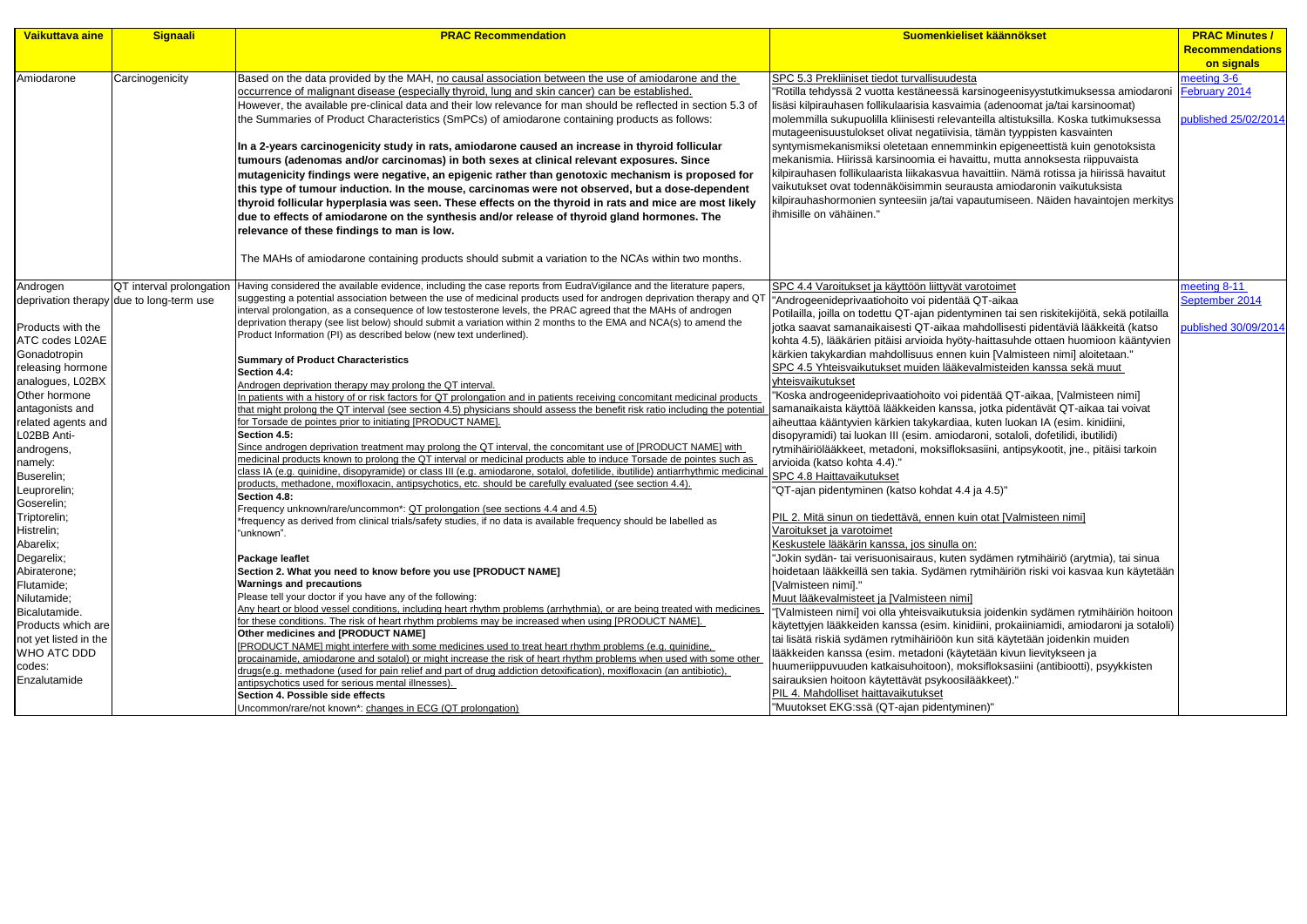| Vaikuttava aine | Signaali | PRAC Recommendation | Suomenkieliset käännökset | PRAC Minutes / Recommendations on signals |
|---|---|---|---|---|
| Amiodarone | Carcinogenicity | Based on the data provided by the MAH, no causal association between the use of amiodarone and the occurrence of malignant disease (especially thyroid, lung and skin cancer) can be established.<br>However, the available pre-clinical data and their low relevance for man should be reflected in section 5.3 of the Summaries of Product Characteristics (SmPCs) of amiodarone containing products as follows:<br><br>**In a 2-years carcinogenicity study in rats, amiodarone caused an increase in thyroid follicular tumours (adenomas and/or carcinomas) in both sexes at clinical relevant exposures. Since mutagenicity findings were negative, an epigenic rather than genotoxic mechanism is proposed for this type of tumour induction. In the mouse, carcinomas were not observed, but a dose-dependent thyroid follicular hyperplasia was seen. These effects on the thyroid in rats and mice are most likely due to effects of amiodarone on the synthesis and/or release of thyroid gland hormones. The relevance of these findings to man is low.**<br><br>The MAHs of amiodarone containing products should submit a variation to the NCAs within two months. | SPC 5.3 Prekliiniset tiedot turvallisuudesta<br>"Rotilla tehdyssä 2 vuotta kestäneessä karsinogeenisyystutkimuksessa amiodaroni lisäsi kilpirauhasen follikulaarisia kasvaimia (adenoomat ja/tai karsinoomat) molemmilla sukupuolilla kliinisesti relevanteilla altistuksilla. Koska tutkimuksessa mutageenisuustulokset olivat negatiivisia, tämän tyyppisten kasvainten syntymismekanismiksi oletetaan ennemminkin epigeneettistä kuin genotoksista mekanismia. Hiirissä karsinoomia ei havaittu, mutta annoksesta riippuvaista kilpirauhasen follikulaarista liikakasvua havaittiin. Nämä rotissa ja hiirissä havaitut vaikutukset ovat todennäköisimmin seurausta amiodaronin vaikutuksista kilpirauhashormonien synteesiin ja/tai vapautumiseen. Näiden havaintojen merkitys ihmisille on vähäinen." | meeting 3-6 February 2014<br><br>published 25/02/2014 |
| Androgen deprivation therapy<br><br>Products with the ATC codes L02AE Gonadotropin releasing hormone analogues, L02BX Other hormone antagonists and related agents and L02BB Anti-androgens, namely:<br>Buserelin;<br>Leuprorelin;<br>Goserelin;<br>Triptorelin;<br>Histrelin;<br>Abarelix;<br>Degarelix;<br>Abiraterone;<br>Flutamide;<br>Nilutamide;<br>Bicalutamide.<br>Products which are not yet listed in the WHO ATC DDD codes:<br>Enzalutamide | QT interval prolongation due to long-term use | Having considered the available evidence, including the case reports from EudraVigilance and the literature papers, suggesting a potential association between the use of medicinal products used for androgen deprivation therapy and QT interval prolongation, as a consequence of low testosterone levels, the PRAC agreed that the MAHs of androgen deprivation therapy (see list below) should submit a variation within 2 months to the EMA and NCA(s) to amend the Product Information (PI) as described below (new text underlined).<br><br>**Summary of Product Characteristics**<br>**Section 4.4:**<br>Androgen deprivation therapy may prolong the QT interval.<br>In patients with a history of or risk factors for QT prolongation and in patients receiving concomitant medicinal products that might prolong the QT interval (see section 4.5) physicians should assess the benefit risk ratio including the potential for Torsade de pointes prior to initiating [PRODUCT NAME].<br>**Section 4.5:**<br>Since androgen deprivation treatment may prolong the QT interval, the concomitant use of [PRODUCT NAME] with medicinal products known to prolong the QT interval or medicinal products able to induce Torsade de pointes such as class IA (e.g. quinidine, disopyramide) or class III (e.g. amiodarone, sotalol, dofetilide, ibutilide) antiarrhythmic medicinal products, methadone, moxifloxacin, antipsychotics, etc. should be carefully evaluated (see section 4.4).<br>**Section 4.8:**<br>Frequency unknown/rare/uncommon*: QT prolongation (see sections 4.4 and 4.5)<br>*frequency as derived from clinical trials/safety studies, if no data is available frequency should be labelled as "unknown".<br><br>**Package leaflet**<br>**Section 2. What you need to know before you use [PRODUCT NAME]**<br>**Warnings and precautions**<br>Please tell your doctor if you have any of the following:<br>Any heart or blood vessel conditions, including heart rhythm problems (arrhythmia), or are being treated with medicines for these conditions. The risk of heart rhythm problems may be increased when using [PRODUCT NAME].<br>**Other medicines and [PRODUCT NAME]**<br>[PRODUCT NAME] might interfere with some medicines used to treat heart rhythm problems (e.g. quinidine, procainamide, amiodarone and sotalol) or might increase the risk of heart rhythm problems when used with some other drugs(e.g. methadone (used for pain relief and part of drug addiction detoxification), moxifloxacin (an antibiotic), antipsychotics used for serious mental illnesses).<br>**Section 4. Possible side effects**<br>Uncommon/rare/not known*: changes in ECG (QT prolongation) | SPC 4.4 Varoitukset ja käyttöön liittyvät varotoimet<br>"Androgeenideprivaatiohoito voi pidentää QT-aikaa<br>Potilailla, joilla on todettu QT-ajan pidentyminen tai sen riskitekijöitä, sekä potilailla jotka saavat samanaikaisesti QT-aikaa mahdollisesti pidentäviä lääkkeitä (katso kohta 4.5), lääkärien pitäisi arvioida hyöty-haittasuhde ottaen huomioon kääntyvien kärkien takykardian mahdollisuus ennen kuin [Valmisteen nimi] aloitetaan."<br>SPC 4.5 Yhteisvaikutukset muiden lääkevalmisteiden kanssa sekä muut yhteisvaikutukset<br>"Koska androgeenideprivaatiohoito voi pidentää QT-aikaa, [Valmisteen nimi] samanaikaista käyttöä lääkkeiden kanssa, jotka pidentävät QT-aikaa tai voivat aiheuttaa kääntyvien kärkien takykardiaa, kuten luokan IA (esim. kinidiini, disopyramidi) tai luokan III (esim. amiodaroni, sotaloli, dofetilidi, ibutilidi) rytmihäiriölääkkeet, metadoni, moksifloksasiini, antipsykootit, jne., pitäisi tarkoin arvioida (katso kohta 4.4)."<br>SPC 4.8 Haittavaikutukset<br>"QT-ajan pidentyminen (katso kohdat 4.4 ja 4.5)"<br><br>PIL 2. Mitä sinun on tiedettävä, ennen kuin otat [Valmisteen nimi]<br>Varoitukset ja varotoimet<br>Keskustele lääkärin kanssa, jos sinulla on:<br>"Jokin sydän- tai verisuonisairaus, kuten sydämen rytmihäiriö (arytmia), tai sinua hoidetaan lääkkeillä sen takia. Sydämen rytmihäiriön riski voi kasvaa kun käytetään [Valmisteen nimi]."<br>Muut lääkevalmisteet ja [Valmisteen nimi]<br>"[Valmisteen nimi] voi olla yhteisvaikutuksia joidenkin sydämen rytmihäiriön hoitoon käytettyjen lääkkeiden kanssa (esim. kinidiini, prokaiinamidi, amiodaroni ja sotaloli) tai lisätä riskiä sydämen rytmihäiriöön kun sitä käytetään joidenkin muiden lääkkeiden kanssa (esim. metadoni (käytetään kivun lievitykseen ja huumeriippuvuuden katkaisuhoitoon), moksifloksasiini (antibiootti), psyykkisten sairauksien hoitoon käytettävät psykoosilääkkeet)."<br>PIL 4. Mahdolliset haittavaikutukset<br>"Muutokset EKG:ssä (QT-ajan pidentyminen)" | meeting 8-11 September 2014<br><br>published 30/09/2014 |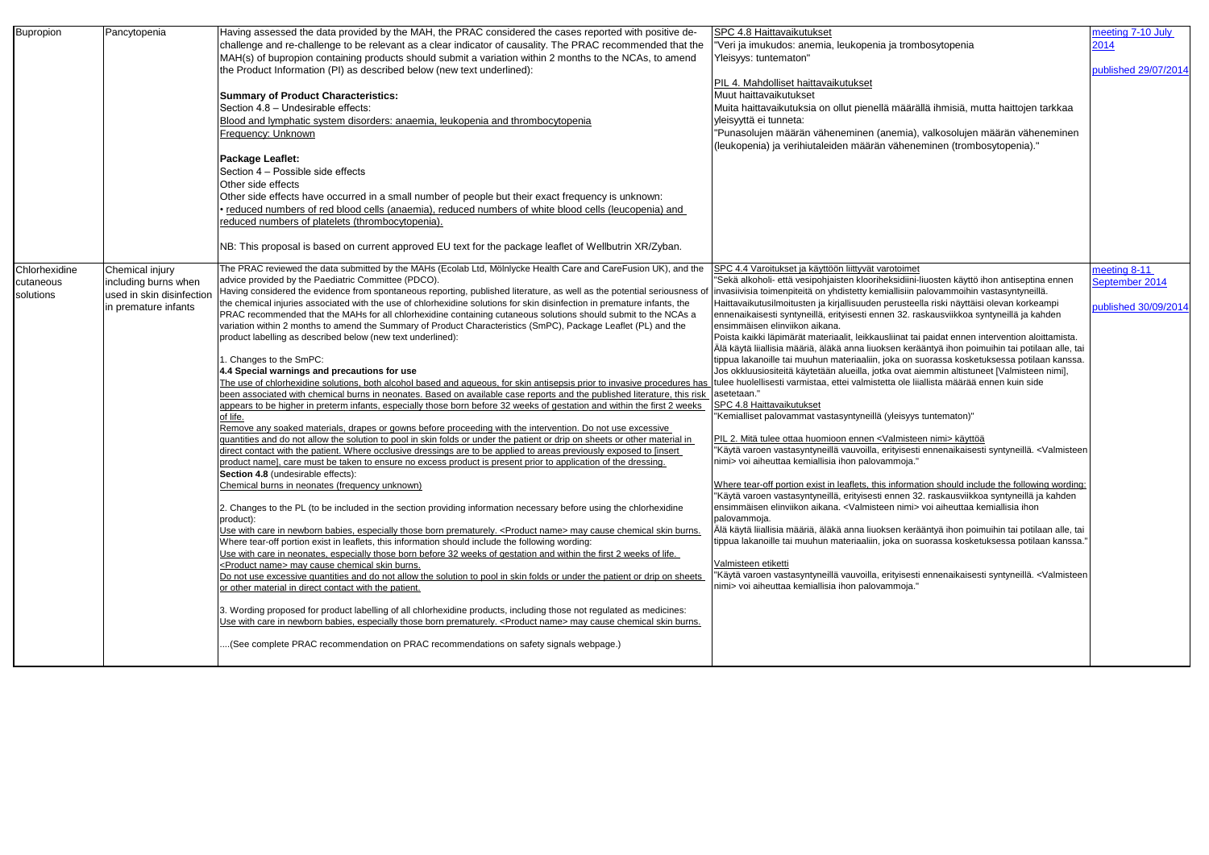| Bupropion | Pancytopenia | Having assessed the data provided by the MAH, the PRAC considered the cases reported with positive de-challenge and re-challenge to be relevant as a clear indicator of causality. The PRAC recommended that the MAH(s) of bupropion containing products should submit a variation within 2 months to the NCAs, to amend the Product Information (PI) as described below (new text underlined):<br><br>**Summary of Product Characteristics:**<br>Section 4.8 – Undesirable effects:<br>Blood and lymphatic system disorders: anaemia, leukopenia and thrombocytopenia<br>Frequency: Unknown<br><br>**Package Leaflet:**<br>Section 4 – Possible side effects<br>Other side effects<br>Other side effects have occurred in a small number of people but their exact frequency is unknown:<br>• reduced numbers of red blood cells (anaemia), reduced numbers of white blood cells (leucopenia) and reduced numbers of platelets (thrombocytopenia).<br><br>NB: This proposal is based on current approved EU text for the package leaflet of Wellbutrin XR/Zyban. | SPC 4.8 Haittavaikutukset<br>"Veri ja imukudos: anemia, leukopenia ja trombosytopenia<br>Yleisyys: tuntematon"<br><br>PIL 4. Mahdolliset haittavaikutukset<br>Muut haittavaikutukset<br>Muita haittavaikutuksia on ollut pienellä määrällä ihmisiä, mutta haittojen tarkkaa yleisyyttä ei tunneta:<br>"Punasolujen määrän väheneminen (anemia), valkosolujen määrän väheneminen (leukopenia) ja verihiutaleiden määrän väheneminen (trombosytopenia)." | meeting 7-10 July 2014<br><br>published 29/07/2014 |
|---|---|---|---|---|
| Chlorhexidine cutaneous solutions | Chemical injury including burns when used in skin disinfection in premature infants | The PRAC reviewed the data submitted by the MAHs (Ecolab Ltd, Mölnlycke Health Care and CareFusion UK), and the advice provided by the Paediatric Committee (PDCO).<br>Having considered the evidence from spontaneous reporting, published literature, as well as the potential seriousness of the chemical injuries associated with the use of chlorhexidine solutions for skin disinfection in premature infants, the PRAC recommended that the MAHs for all chlorhexidine containing cutaneous solutions should submit to the NCAs a variation within 2 months to amend the Summary of Product Characteristics (SmPC), Package Leaflet (PL) and the product labelling as described below (new text underlined):<br><br>1. Changes to the SmPC:<br>**4.4 Special warnings and precautions for use**<br>The use of chlorhexidine solutions, both alcohol based and aqueous, for skin antisepsis prior to invasive procedures has been associated with chemical burns in neonates. Based on available case reports and the published literature, this risk appears to be higher in preterm infants, especially those born before 32 weeks of gestation and within the first 2 weeks of life.<br>Remove any soaked materials, drapes or gowns before proceeding with the intervention. Do not use excessive quantities and do not allow the solution to pool in skin folds or under the patient or drip on sheets or other material in direct contact with the patient. Where occlusive dressings are to be applied to areas previously exposed to [insert product name], care must be taken to ensure no excess product is present prior to application of the dressing.<br>**Section 4.8** (undesirable effects):<br>Chemical burns in neonates (frequency unknown)<br><br>2. Changes to the PL (to be included in the section providing information necessary before using the chlorhexidine product):<br>Use with care in newborn babies, especially those born prematurely. <Product name> may cause chemical skin burns.<br>Where tear-off portion exist in leaflets, this information should include the following wording:<br>Use with care in neonates, especially those born before 32 weeks of gestation and within the first 2 weeks of life. <Product name> may cause chemical skin burns.<br>Do not use excessive quantities and do not allow the solution to pool in skin folds or under the patient or drip on sheets or other material in direct contact with the patient.<br><br>3. Wording proposed for product labelling of all chlorhexidine products, including those not regulated as medicines:<br>Use with care in newborn babies, especially those born prematurely. <Product name> may cause chemical skin burns.<br><br>....(See complete PRAC recommendation on PRAC recommendations on safety signals webpage.) | SPC 4.4 Varoitukset ja käyttöön liittyvät varotoimet<br>"Sekä alkoholi- että vesipohjaisten klooriheksidiini-liuosten käyttö ihon antiseptina ennen invasiivisia toimenpiteitä on yhdistetty kemiallisiin palovammoihin vastasyntyneillä. Haittavaikutusilmoitusten ja kirjallisuuden perusteella riski näyttäisi olevan korkeampi ennenaikaisesti syntyneillä, erityisesti ennen 32. raskausviikkoa syntyneillä ja kahden ensimmäisen elinviikon aikana.<br>Poista kaikki läpimärät materiaalit, leikkausliinat tai paidat ennen intervention aloittamista. Älä käytä liiallisia määriä, äläkä anna liuoksen kerääntyä ihon poimuihin tai potilaan alle, tai tippua lakanoille tai muuhun materiaaliin, joka on suorassa kosketuksessa potilaan kanssa. Jos okkluusiositeitä käytetään alueilla, jotka ovat aiemmin altistuneet [Valmisteen nimi], tulee huolellisesti varmistaa, ettei valmistetta ole liiallista määrää ennen kuin side asetetaan."<br>SPC 4.8 Haittavaikutukset<br>"Kemialliset palovammat vastasyntyneillä (yleisyys tuntematon)"<br><br>PIL 2. Mitä tulee ottaa huomioon ennen <Valmisteen nimi> käyttöä<br>"Käytä varoen vastasyntyneillä vauvoilla, erityisesti ennenaikaisesti syntyneillä. <Valmisteen nimi> voi aiheuttaa kemiallisia ihon palovammoja."<br><br>Where tear-off portion exist in leaflets, this information should include the following wording:<br>"Käytä varoen vastasyntyneillä, erityisesti ennen 32. raskausviikkoa syntyneillä ja kahden ensimmäisen elinviikon aikana. <Valmisteen nimi> voi aiheuttaa kemiallisia ihon palovammoja.<br>Älä käytä liiallisia määriä, äläkä anna liuoksen kerääntyä ihon poimuihin tai potilaan alle, tai tippua lakanoille tai muuhun materiaaliin, joka on suorassa kosketuksessa potilaan kanssa."<br><br>Valmisteen etiketti<br>"Käytä varoen vastasyntyneillä vauvoilla, erityisesti ennenaikaisesti syntyneillä. <Valmisteen nimi> voi aiheuttaa kemiallisia ihon palovammoja." | meeting 8-11 September 2014<br><br>published 30/09/2014 |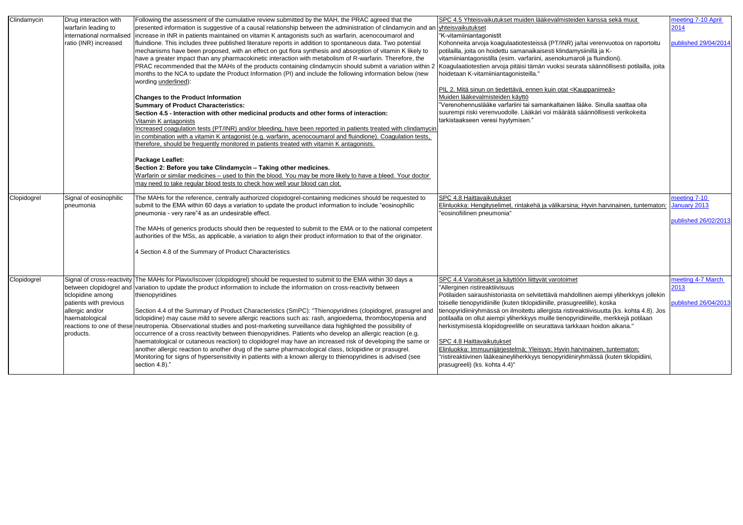| Clindamycin | Drug interaction with warfarin leading to international normalised ratio (INR) increased | Following the assessment of the cumulative review submitted by the MAH, the PRAC agreed that the presented information is suggestive of a causal relationship between the administration of clindamycin and an increase in INR in patients maintained on vitamin K antagonists such as warfarin, acenocoumarol and fluindione. This includes three published literature reports in addition to spontaneous data. Two potential mechanisms have been proposed, with an effect on gut flora synthesis and absorption of vitamin K likely to have a greater impact than any pharmacokinetic interaction with metabolism of R-warfarin. Therefore, the PRAC recommended that the MAHs of the products containing clindamycin should submit a variation within 2 months to the NCA to update the Product Information (PI) and include the following information below (new wording underlined):<br><br>**Changes to the Product Information**<br>**Summary of Product Characteristics:**<br>**Section 4.5 - Interaction with other medicinal products and other forms of interaction:**<br>Vitamin K antagonists<br>Increased coagulation tests (PT/INR) and/or bleeding, have been reported in patients treated with clindamycin in combination with a vitamin K antagonist (e.g. warfarin, acenocoumarol and fluindione). Coagulation tests, therefore, should be frequently monitored in patients treated with vitamin K antagonists.<br><br>**Package Leaflet:**<br>**Section 2: Before you take Clindamycin – Taking other medicines.**<br>Warfarin or similar medicines – used to thin the blood. You may be more likely to have a bleed. Your doctor may need to take regular blood tests to check how well your blood can clot. | SPC 4.5 Yhteisvaikutukset muiden lääkevalmisteiden kanssa sekä muut yhteisvaikutukset<br>"K-vitamiiniantagonistit<br>Kohonneita arvoja koagulaatiotesteissä (PT/INR) ja/tai verenvuotoa on raportoitu potilailla, joita on hoidettu samanaikaisesti klindamysiinillä ja K-vitamiiniantagonistilla (esim. varfariini, asenokumaroli ja fluindioni). Koagulaatiotestien arvoja pitäisi tämän vuoksi seurata säännöllisesti potilailla, joita hoidetaan K-vitamiiniantagonisteilla."<br><br>PIL 2. Mitä sinun on tiedettävä, ennen kuin otat <Kauppanimeä><br>Muiden lääkevalmisteiden käyttö<br>"Verenohennuslääke varfariini tai samankaltainen lääke. Sinulla saattaa olla suurempi riski verenvuodolle. Lääkäri voi määrätä säännöllisesti verikokeita tarkistaakseen veresi hyytymisen." | meeting 7-10 April 2014<br><br>published 29/04/2014 |
|---|---|---|---|---|
| Clopidogrel | Signal of eosinophilic pneumonia | The MAHs for the reference, centrally authorized clopidogrel-containing medicines should be requested to submit to the EMA within 60 days a variation to update the product information to include "eosinophilic pneumonia - very rare"4 as an undesirable effect.<br><br>The MAHs of generics products should then be requested to submit to the EMA or to the national competent authorities of the MSs, as applicable, a variation to align their product information to that of the originator.<br><br>4 Section 4.8 of the Summary of Product Characteristics | SPC 4.8 Haittavaikutukset<br>Elinluokka: Hengityselimet, rintakehä ja välikarsina; Hyvin harvinainen, tuntematon: "eosinofiilinen pneumonia" | meeting 7-10 January 2013<br><br>published 26/02/2013 |
| Clopidogrel | Signal of cross-reactivity between clopidogrel and ticlopidine among patients with previous allergic and/or haematological reactions to one of these products. | The MAHs for Plavix/Iscover (clopidogrel) should be requested to submit to the EMA within 30 days a variation to update the product information to include the information on cross-reactivity between thienopyridines<br><br>Section 4.4 of the Summary of Product Characteristics (SmPC): "Thienopyridines (clopidogrel, prasugrel and ticlopidine) may cause mild to severe allergic reactions such as: rash, angioedema, thrombocytopenia and neutropenia. Observational studies and post-marketing surveillance data highlighted the possibility of occurrence of a cross reactivity between thienopyridines. Patients who develop an allergic reaction (e.g. haematological or cutaneous reaction) to clopidogrel may have an increased risk of developing the same or another allergic reaction to another drug of the same pharmacological class, ticlopidine or prasugrel. Monitoring for signs of hypersensitivity in patients with a known allergy to thienopyridines is advised (see section 4.8)." | SPC 4.4 Varoitukset ja käyttöön liittyvät varotoimet<br>"Allerginen ristireaktiivisuus<br>Potilaiden sairaushistoriasta on selvitettävä mahdollinen aiempi yliherkkyys jollekin toiselle tienopyridiinille (kuten tiklopidiinille, prasugreelille), koska tienopyridiiniryhmässä on ilmoitettu allergista ristireaktiivisuutta (ks. kohta 4.8). Jos potilaalla on ollut aiempi yliherkkyys muille tienopyridiineille, merkkejä potilaan herkistymisestä klopidogreelille on seurattava tarkkaan hoidon aikana."<br><br>SPC 4.8 Haittavaikutukset<br>Elinluokka: Immuunijärjestelmä; Yleisyys: Hyvin harvinainen, tuntematon: "ristireaktiivinen lääkeaineyliherkkyys tienopyridiiniryhmässä (kuten tiklopidiini, prasugreeli) (ks. kohta 4.4)" | meeting 4-7 March 2013<br><br>published 26/04/2013 |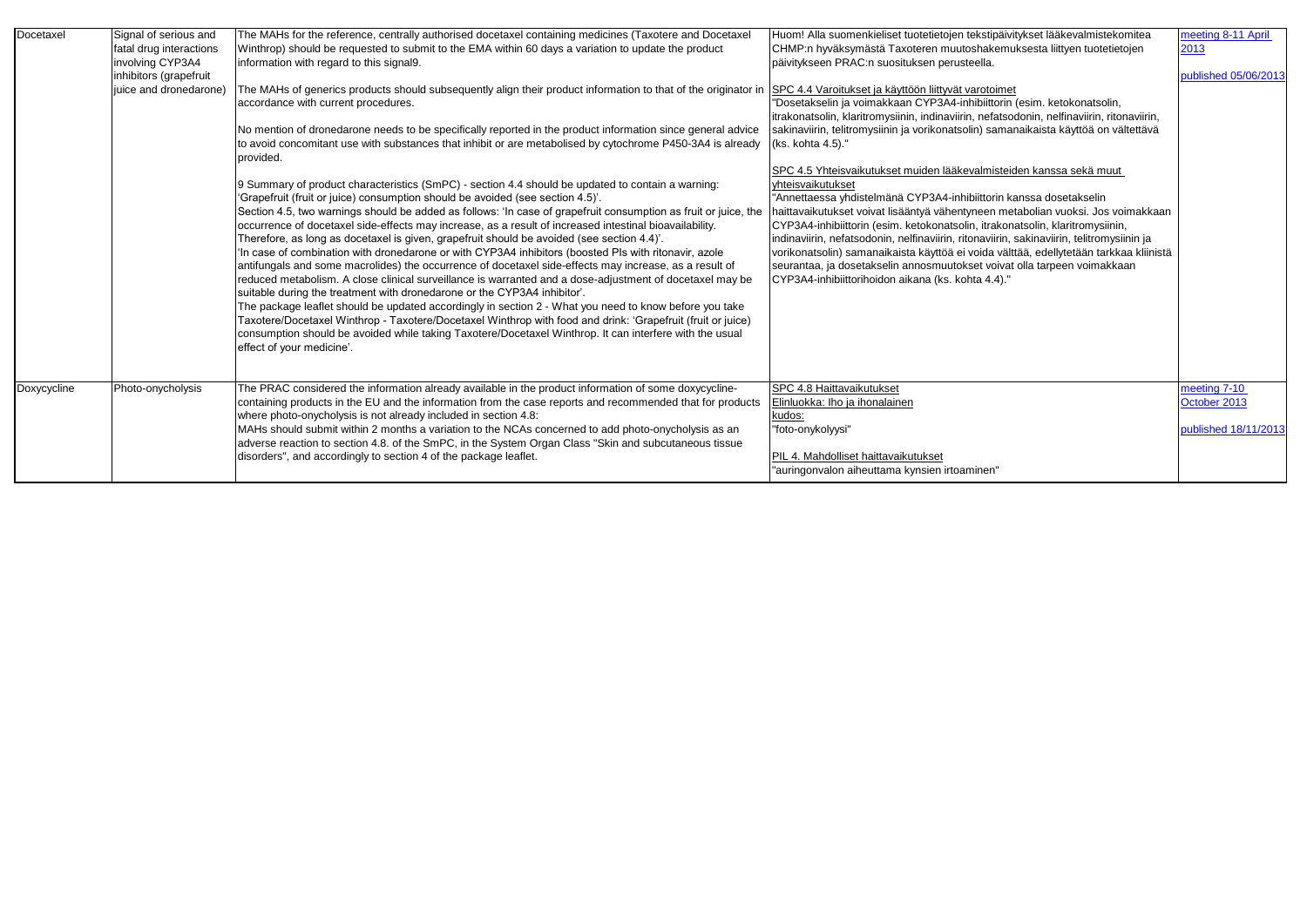| Docetaxel | Signal of serious and fatal drug interactions involving CYP3A4 inhibitors (grapefruit juice and dronedarone) | The MAHs for the reference, centrally authorised docetaxel containing medicines (Taxotere and Docetaxel Winthrop) should be requested to submit to the EMA within 60 days a variation to update the product information with regard to this signal9.<br><br>The MAHs of generics products should subsequently align their product information to that of the originator in accordance with current procedures.<br><br>No mention of dronedarone needs to be specifically reported in the product information since general advice to avoid concomitant use with substances that inhibit or are metabolised by cytochrome P450-3A4 is already provided.<br><br>9 Summary of product characteristics (SmPC) - section 4.4 should be updated to contain a warning: 'Grapefruit (fruit or juice) consumption should be avoided (see section 4.5)'.<br>Section 4.5, two warnings should be added as follows: 'In case of grapefruit consumption as fruit or juice, the occurrence of docetaxel side-effects may increase, as a result of increased intestinal bioavailability. Therefore, as long as docetaxel is given, grapefruit should be avoided (see section 4.4)'.<br>'In case of combination with dronedarone or with CYP3A4 inhibitors (boosted PIs with ritonavir, azole antifungals and some macrolides) the occurrence of docetaxel side-effects may increase, as a result of reduced metabolism. A close clinical surveillance is warranted and a dose-adjustment of docetaxel may be suitable during the treatment with dronedarone or the CYP3A4 inhibitor'.<br>The package leaflet should be updated accordingly in section 2 - What you need to know before you take Taxotere/Docetaxel Winthrop - Taxotere/Docetaxel Winthrop with food and drink: 'Grapefruit (fruit or juice) consumption should be avoided while taking Taxotere/Docetaxel Winthrop. It can interfere with the usual effect of your medicine'. | Huom! Alla suomenkieliset tuotetietojen tekstipäivitykset lääkevalmistekomitea CHMP:n hyväksymästä Taxoteren muutoshakemuksesta liittyen tuotetietojen päivitykseen PRAC:n suosituksen perusteella.<br><br>SPC 4.4 Varoitukset ja käyttöön liittyvät varotoimet<br>"Dosetakselin ja voimakkaan CYP3A4-inhibiittorin (esim. ketokonatsolin, itrakonatsolin, klaritromysiinin, indinaviirin, nefatsodonin, nelfinaviirin, ritonaviirin, sakinaviirin, telitromysiinin ja vorikonatsolin) samanaikaista käyttöä on vältettävä (ks. kohta 4.5)."<br><br>SPC 4.5 Yhteisvaikutukset muiden lääkevalmisteiden kanssa sekä muut yhteisvaikutukset<br>"Annettaessa yhdistelmänä CYP3A4-inhibiittorin kanssa dosetakselin haittavaikutukset voivat lisääntyä vähentyneen metabolian vuoksi. Jos voimakkaan CYP3A4-inhibiittorin (esim. ketokonatsolin, itrakonatsolin, klaritromysiinin, indinaviirin, nefatsodonin, nelfinaviirin, ritonaviirin, sakinaviirin, telitromysiinin ja vorikonatsolin) samanaikaista käyttöä ei voida välttää, edellytetään tarkkaa kliinistä seurantaa, ja dosetakselin annosmuutokset voivat olla tarpeen voimakkaan CYP3A4-inhibiittorihoidon aikana (ks. kohta 4.4)." | meeting 8-11 April 2013<br><br>published 05/06/2013 |
|---|---|---|---|---|
| Doxycycline | Photo-onycholysis | The PRAC considered the information already available in the product information of some doxycycline-containing products in the EU and the information from the case reports and recommended that for products where photo-onycholysis is not already included in section 4.8:<br>MAHs should submit within 2 months a variation to the NCAs concerned to add photo-onycholysis as an adverse reaction to section 4.8. of the SmPC, in the System Organ Class "Skin and subcutaneous tissue disorders", and accordingly to section 4 of the package leaflet. | SPC 4.8 Haittavaikutukset<br>Elinluokka: Iho ja ihonalainen kudos:<br>"foto-onykolyysi"<br><br>PIL 4. Mahdolliset haittavaikutukset<br>"auringonvalon aiheuttama kynsien irtoaminen" | meeting 7-10 October 2013<br><br>published 18/11/2013 |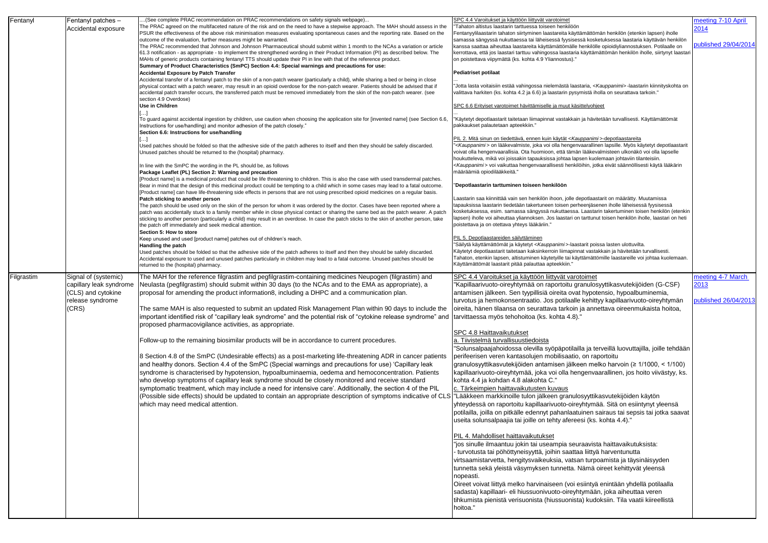| | | | | |
|---|---|---|---|---|
| Fentanyl | Fentanyl patches – Accidental exposure | ....(See complete PRAC recommendation on PRAC recommendations on safety signals webpage)...<br>The PRAC agreed on the multifaceted nature of the risk and on the need to have a stepwise approach. The MAH should assess in the PSUR the effectiveness of the above risk minimisation measures evaluating spontaneous cases and the reporting rate. Based on the outcome of the evaluation, further measures might be warranted.<br>The PRAC recommended that Johnson and Johnson Pharmaceutical should submit within 1 month to the NCAs a variation or article 61.3 notification - as appropriate - to implement the strengthened wording in their Product Information (PI) as described below. The MAHs of generic products containing fentanyl TTS should update their PI in line with that of the reference product.<br>**Summary of Product Characteristics (SmPC) Section 4.4: Special warnings and precautions for use:**<br>**Accidental Exposure by Patch Transfer**<br>Accidental transfer of a fentanyl patch to the skin of a non-patch wearer (particularly a child), while sharing a bed or being in close physical contact with a patch wearer, may result in an opioid overdose for the non-patch wearer. Patients should be advised that if accidental patch transfer occurs, the transferred patch must be removed immediately from the skin of the non-patch wearer. (see section 4.9 Overdose)<br>**Use in Children**<br>[…]<br>To guard against accidental ingestion by children, use caution when choosing the application site for [invented name] (see Section 6.6, Instructions for use/handling) and monitor adhesion of the patch closely."<br>**Section 6.6: Instructions for use/handling**<br>[…]<br>Used patches should be folded so that the adhesive side of the patch adheres to itself and then they should be safely discarded. Unused patches should be returned to the (hospital) pharmacy.<br><br>In line with the SmPC the wording in the PL should be, as follows<br>**Package Leaflet (PL) Section 2: Warning and precaution**<br>[Product name] is a medicinal product that could be life threatening to children. This is also the case with used transdermal patches. Bear in mind that the design of this medicinal product could be tempting to a child which in some cases may lead to a fatal outcome.<br>[Product name] can have life-threatening side effects in persons that are not using prescribed opioid medicines on a regular basis.<br>**Patch sticking to another person**<br>The patch should be used only on the skin of the person for whom it was ordered by the doctor. Cases have been reported where a patch was accidentally stuck to a family member while in close physical contact or sharing the same bed as the patch wearer. A patch sticking to another person (particularly a child) may result in an overdose. In case the patch sticks to the skin of another person, take the patch off immediately and seek medical attention.<br>**Section 5: How to store**<br>Keep unused and used [product name] patches out of children's reach.<br>**Handling the patch**<br>Used patches should be folded so that the adhesive side of the patch adheres to itself and then they should be safely discarded. Accidental exposure to used and unused patches particularly in children may lead to a fatal outcome. Unused patches should be returned to the (hospital) pharmacy. | SPC 4.4 Varoitukset ja käyttöön liittyvät varotoimet<br>"Tahaton altistus laastarin tarttuessa toiseen henkilöön<br>Fentanyylilaastarin tahaton siirtyminen laastareita käyttämättömän henkilön (etenkin lapsen) iholle samassa sängyssä nukuttaessa tai läheisessä fyysisessä kosketuksessa laastaria käyttävän henkilön kanssa saattaa aiheuttaa laastareita käyttämättömälle henkilölle opioidiyliannostuksen. Potilaalle on kerrottava, että jos laastari tarttuu vahingossa laastaria käyttämättömän henkilön iholle, siirtynyt laastari on poistettava viipymättä (ks. kohta 4.9 Yliannostus)."<br><br>**Pediatriset potilaat**<br>...<br>"Jotta lasta voitaisiin estää vahingossa nielemästä laastaria, <*Kauppanimi*> -laastarin kiinnityskohta on valittava harkiten (ks. kohta 4.2 ja 6.6) ja laastarin pysymistä iholla on seurattava tarkoin."<br><br>SPC 6.6 Erityiset varotoimet hävittämiselle ja muut käsittelyohjeet<br>...<br>"Käytetyt depotlaastarit taitetaan liimapinnat vastakkain ja hävitetään turvallisesti. Käyttämättömät pakkaukset palautetaan apteekkiin."<br><br>PIL 2. Mitä sinun on tiedettävä, ennen kuin käytät <*Kauppanimi*>-depotlaastareita<br>"<*Kauppanimi*> on lääkevalmiste, joka voi olla hengenvaarallinen lapsille. Myös käytetyt depotlaastarit voivat olla hengenvaarallisia. Ota huomioon, että tämän lääkevalmisteen ulkonäkö voi olla lapselle houkutteleva, mikä voi joissakin tapauksissa johtaa lapsen kuolemaan johtaviin tilanteisiin.<br><*Kauppanimi*> voi vaikuttaa hengenvaarallisesti henkilöihin, jotka eivät säännöllisesti käytä lääkärin määräämiä opioidilääkkeitä."<br><br>"**Depotlaastarin tarttuminen toiseen henkilöön**<br><br>Laastarin saa kiinnittää vain sen henkilön ihoon, jolle depotlaastarit on määrätty. Muutamissa tapauksissa laastarin tiedetään takertuneen toisen perheenjäsenen iholle läheisessä fyysisessä kosketuksessa, esim. samassa sängyssä nukuttaessa. Laastarin takertuminen toisen henkilön (etenkin lapsen) iholle voi aiheuttaa yliannoksen. Jos laastari on tarttunut toisen henkilön iholle, laastari on heti poistettava ja on otettava yhteys lääkäriin."<br><br>PIL 5. Depotlaastareiden säilyttäminen<br>"Säilytä käyttämättömät ja käytetyt <*Kauppanimi*>-laastarit poissa lasten ulottuvilta.<br>Käytetyt depotlaastarit taitetaan kaksinkerroin liimapinnat vastakkain ja hävitetään turvallisesti.<br>Tahaton, etenkin lapsen, altistuminen käytetyille tai käyttämättömille laastareille voi johtaa kuolemaan. Käyttämättömät laastarit pitää palauttaa apteekkiin." | meeting 7-10 April 2014<br><br>published 29/04/2014 |
| Filgrastim | Signal of (systemic) capillary leak syndrome (CLS) and cytokine release syndrome (CRS) | The MAH for the reference filgrastim and pegfilgrastim-containing medicines Neupogen (filgrastim) and Neulasta (pegfilgrastim) should submit within 30 days (to the NCAs and to the EMA as appropriate), a proposal for amending the product information8, including a DHPC and a communication plan.<br><br>The same MAH is also requested to submit an updated Risk Management Plan within 90 days to include the important identified risk of "capillary leak syndrome" and the potential risk of "cytokine release syndrome" and proposed pharmacovigilance activities, as appropriate.<br><br>Follow-up to the remaining biosimilar products will be in accordance to current procedures.<br><br>8 Section 4.8 of the SmPC (Undesirable effects) as a post-marketing life-threatening ADR in cancer patients and healthy donors. Section 4.4 of the SmPC (Special warnings and precautions for use) 'Capillary leak syndrome is characterised by hypotension, hypoalbuminaemia, oedema and hemoconcentration. Patients who develop symptoms of capillary leak syndrome should be closely monitored and receive standard symptomatic treatment, which may include a need for intensive care'. Additionally, the section 4 of the PIL (Possible side effects) should be updated to contain an appropriate description of symptoms indicative of CLS which may need medical attention. | SPC 4.4 Varoitukset ja käyttöön liittyvät varotoimet<br>"Kapillaarivuoto-oireyhtymää on raportoitu granulosyyttikasvutekijöiden (G-CSF) antamisen jälkeen. Sen tyypillisiä oireita ovat hypotensio, hypoalbuminemia, turvotus ja hemokonsentraatio. Jos potilaalle kehittyy kapillaarivuoto-oireyhtymän oireita, hänen tilaansa on seurattava tarkoin ja annettava oireenmukaista hoitoa, tarvittaessa myös tehohoitoa (ks. kohta 4.8)."<br><br>SPC 4.8 Haittavaikutukset<br>a. Tiivistelmä turvallisuustiedoista<br>"Solunsalpaajahoidossa olevilla syöpäpotilailla ja terveillä luovuttajilla, joille tehdään perifeerisen veren kantasolujen mobilisaatio, on raportoitu granulosyyttikasvutekijöiden antamisen jälkeen melko harvoin (≥ 1/1000, < 1/100) kapillaarivuoto-oireyhtymää, joka voi olla hengenvaarallinen, jos hoito viivästyy, ks. kohta 4.4 ja kohdan 4.8 alakohta C."<br>c. Tärkeimpien haittavaikutusten kuvaus<br>"Lääkkeen markkinoille tulon jälkeen granulosyyttikasvutekijöiden käytön yhteydessä on raportoitu kapillaarivuoto-oireyhtymää. Sitä on esiintynyt yleensä potilailla, joilla on pitkälle edennyt pahanlaatuinen sairaus tai sepsis tai jotka saavat useita solunsalpaajia tai joille on tehty afereesi (ks. kohta 4.4)."<br><br>PIL 4. Mahdolliset haittavaikutukset<br>"jos sinulle ilmaantuu jokin tai useampia seuraavista haittavaikutuksista:<br>- turvotusta tai pöhöttyneisyyttä, joihin saattaa liittyä harventunutta virtsaamistarvetta, hengitysvaikeuksia, vatsan turpoamista ja täysinäisyyden tunnetta sekä yleistä väsymyksen tunnetta. Nämä oireet kehittyvät yleensä nopeasti.<br>Oireet voivat liittyä melko harvinaiseen (voi esiintyä enintään yhdellä potilaalla sadasta) kapillaari- eli hiussuonivuoto-oireyhtymään, joka aiheuttaa veren tihkumista pienistä verisuonista (hiussuonista) kudoksiin. Tila vaatii kiireellistä hoitoa." | meeting 4-7 March 2013<br><br>published 26/04/2013 |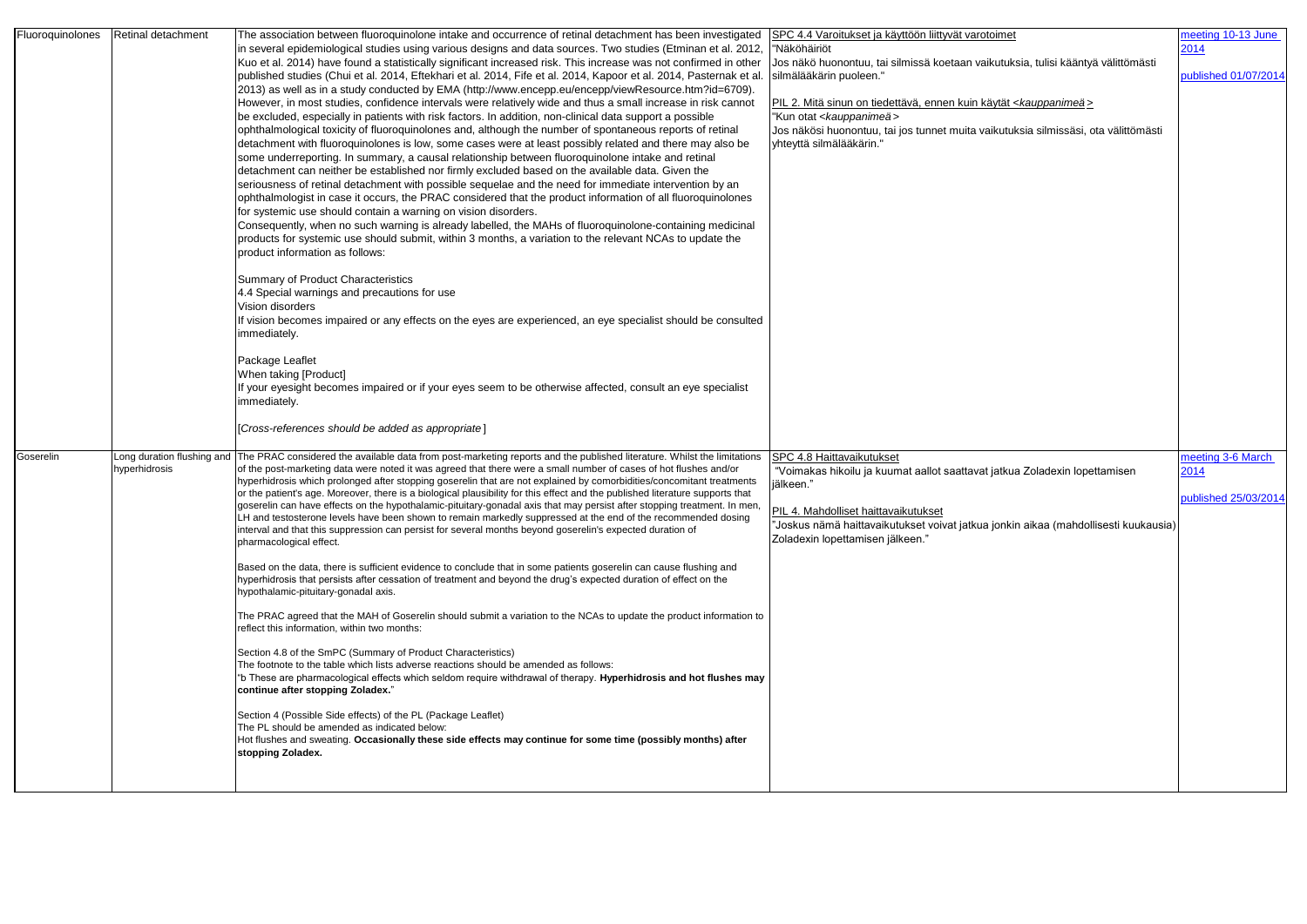| Fluoroquinolones | Retinal detachment | The association between fluoroquinolone intake and occurrence of retinal detachment has been investigated in several epidemiological studies using various designs and data sources. Two studies (Etminan et al. 2012, Kuo et al. 2014) have found a statistically significant increased risk. This increase was not confirmed in other published studies (Chui et al. 2014, Eftekhari et al. 2014, Fife et al. 2014, Kapoor et al. 2014, Pasternak et al. 2013) as well as in a study conducted by EMA (http://www.encepp.eu/encepp/viewResource.htm?id=6709). However, in most studies, confidence intervals were relatively wide and thus a small increase in risk cannot be excluded, especially in patients with risk factors. In addition, non-clinical data support a possible ophthalmological toxicity of fluoroquinolones and, although the number of spontaneous reports of retinal detachment with fluoroquinolones is low, some cases were at least possibly related and there may also be some underreporting. In summary, a causal relationship between fluoroquinolone intake and retinal detachment can neither be established nor firmly excluded based on the available data. Given the seriousness of retinal detachment with possible sequelae and the need for immediate intervention by an ophthalmologist in case it occurs, the PRAC considered that the product information of all fluoroquinolones for systemic use should contain a warning on vision disorders.<br>Consequently, when no such warning is already labelled, the MAHs of fluoroquinolone-containing medicinal products for systemic use should submit, within 3 months, a variation to the relevant NCAs to update the product information as follows:<br><br>Summary of Product Characteristics<br>4.4 Special warnings and precautions for use<br>Vision disorders<br>If vision becomes impaired or any effects on the eyes are experienced, an eye specialist should be consulted immediately.<br><br>Package Leaflet<br>When taking [Product]<br>If your eyesight becomes impaired or if your eyes seem to be otherwise affected, consult an eye specialist immediately.<br><br>[*Cross-references should be added as appropriate*] | SPC 4.4 Varoitukset ja käyttöön liittyvät varotoimet<br>"Näköhäiriöt<br>Jos näkö huonontuu, tai silmissä koetaan vaikutuksia, tulisi kääntyä välittömästi silmälääkärin puoleen."<br><br>PIL 2. Mitä sinun on tiedettävä, ennen kuin käytät <*kauppanimeä*><br>"Kun otat <*kauppanimeä*><br>Jos näkösi huonontuu, tai jos tunnet muita vaikutuksia silmissäsi, ota välittömästi yhteyttä silmälääkärin." | meeting 10-13 June 2014<br><br>published 01/07/2014 |
|---|---|---|---|---|
| Goserelin | Long duration flushing and hyperhidrosis | The PRAC considered the available data from post-marketing reports and the published literature. Whilst the limitations of the post-marketing data were noted it was agreed that there were a small number of cases of hot flushes and/or hyperhidrosis which prolonged after stopping goserelin that are not explained by comorbidities/concomitant treatments or the patient's age. Moreover, there is a biological plausibility for this effect and the published literature supports that goserelin can have effects on the hypothalamic-pituitary-gonadal axis that may persist after stopping treatment. In men, LH and testosterone levels have been shown to remain markedly suppressed at the end of the recommended dosing interval and that this suppression can persist for several months beyond goserelin's expected duration of pharmacological effect.<br><br>Based on the data, there is sufficient evidence to conclude that in some patients goserelin can cause flushing and hyperhidrosis that persists after cessation of treatment and beyond the drug's expected duration of effect on the hypothalamic-pituitary-gonadal axis.<br><br>The PRAC agreed that the MAH of Goserelin should submit a variation to the NCAs to update the product information to reflect this information, within two months:<br><br>Section 4.8 of the SmPC (Summary of Product Characteristics)<br>The footnote to the table which lists adverse reactions should be amended as follows:<br>"b These are pharmacological effects which seldom require withdrawal of therapy. **Hyperhidrosis and hot flushes may continue after stopping Zoladex.**"<br><br>Section 4 (Possible Side effects) of the PL (Package Leaflet)<br>The PL should be amended as indicated below:<br>Hot flushes and sweating. **Occasionally these side effects may continue for some time (possibly months) after stopping Zoladex.** | SPC 4.8 Haittavaikutukset<br>"Voimakas hikoilu ja kuumat aallot saattavat jatkua Zoladexin lopettamisen jälkeen."<br><br>PIL 4. Mahdolliset haittavaikutukset<br>"Joskus nämä haittavaikutukset voivat jatkua jonkin aikaa (mahdollisesti kuukausia) Zoladexin lopettamisen jälkeen." | meeting 3-6 March 2014<br><br>published 25/03/2014 |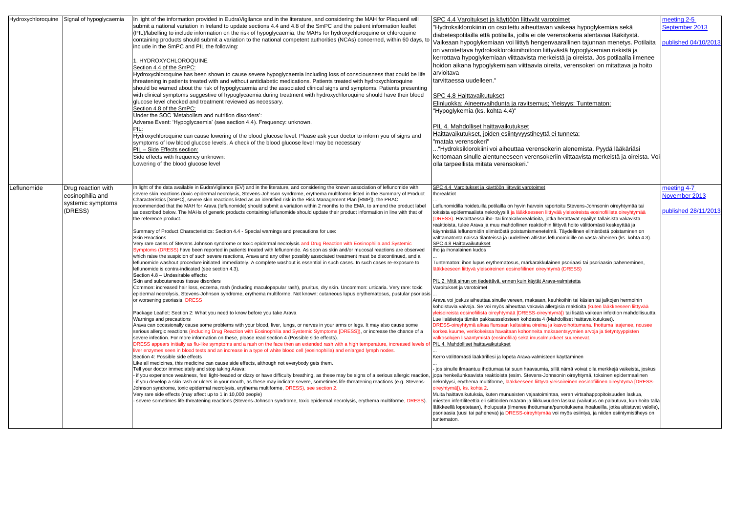| | | | | |
|---|---|---|---|---|
| Hydroxychloroquine | Signal of hypoglycaemia | In light of the information provided in EudraVigilance and in the literature, and considering the MAH for Plaquenil will submit a national variation in Ireland to update sections 4.4 and 4.8 of the SmPC and the patient information leaflet (PIL)/labelling to include information on the risk of hypoglycaemia, the MAHs for hydroxychloroquine or chloroquine containing products should submit a variation to the national competent authorities (NCAs) concerned, within 60 days, to include in the SmPC and PIL the following:<br><br>1. HYDROXYCHLOROQUINE<br>Section 4.4 of the SmPC:<br>Hydroxychloroquine has been shown to cause severe hypoglycaemia including loss of consciousness that could be life threatening in patients treated with and without antidiabetic medications. Patients treated with hydroxychloroquine should be warned about the risk of hypoglycaemia and the associated clinical signs and symptoms. Patients presenting with clinical symptoms suggestive of hypoglycaemia during treatment with hydroxychloroquine should have their blood glucose level checked and treatment reviewed as necessary.<br>Section 4.8 of the SmPC:<br>Under the SOC 'Metabolism and nutrition disorders':<br>Adverse Event: 'Hypoglycaemia' (see section 4.4). Frequency: unknown.<br>PIL:<br>Hydroxychloroquine can cause lowering of the blood glucose level. Please ask your doctor to inform you of signs and symptoms of low blood glucose levels. A check of the blood glucose level may be necessary<br>PIL – Side Effects section:<br>Side effects with frequency unknown:<br>Lowering of the blood glucose level | SPC 4.4 Varoitukset ja käyttöön liittyvät varotoimet<br>"Hydroksiklorokiinin on osoitettu aiheuttavan vaikeaa hypoglykemiaa sekä diabetespotilailla että potilailla, joilla ei ole verensokeria alentavaa lääkitystä. Vaikeaan hypoglykemiaan voi liittyä hengenvaarallinen tajunnan menetys. Potilaita on varoitettava hydroksiklorokiinihoitoon liittyvästä hypoglykemian riskistä ja kerrottava hypoglykemian viittaavista merkeistä ja oireista. Jos potilaalla ilmenee hoidon aikana hypoglykemiaan viittaavia oireita, verensokeri on mitattava ja hoito arvioitava tarvittaessa uudelleen."<br><br>SPC 4.8 Haittavaikutukset<br>Elinluokka: Aineenvaihdunta ja ravitsemus; Yleisyys: Tuntematon:<br>"Hypoglykemia (ks. kohta 4.4)"<br><br>PIL 4. Mahdolliset haittavaikutukset<br>Haittavaikutukset, joiden esiintyvyystiheyttä ei tunneta:<br>"matala verensokeri"<br>..."Hydroksiklorokiini voi aiheuttaa verensokerin alenemista. Pyydä lääkäriäsi kertomaan sinulle alentuneeseen verensokeriin viittaavista merkeistä ja oireista. Voi olla tarpeellista mitata verensokeri." | meeting 2-5 September 2013<br><br>published 04/10/2013 |
| Leflunomide | Drug reaction with eosinophilia and systemic symptoms (DRESS) | In light of the data available in EudraVigilance (EV) and in the literature, and considering the known association of leflunomide with severe skin reactions (toxic epidermal necrolysis, Stevens-Johnson syndrome, erythema multiforme listed in the Summary of Product Characteristics [SmPC], severe skin reactions listed as an identified risk in the Risk Management Plan [RMP]), the PRAC recommended that the MAH for Arava (leflunomide) should submit a variation within 2 months to the EMA, to amend the product label as described below. The MAHs of generic products containing leflunomide should update their product information in line with that of the reference product.<br><br>Summary of Product Characteristics: Section 4.4 - Special warnings and precautions for use:<br>Skin Reactions<br>Very rare cases of Stevens Johnson syndrome or toxic epidermal necrolysis and Drug Reaction with Eosinophilia and Systemic Symptoms (DRESS) have been reported in patients treated with leflunomide. As soon as skin and/or mucosal reactions are observed which raise the suspicion of such severe reactions, Arava and any other possibly associated treatment must be discontinued, and a leflunomide washout procedure initiated immediately. A complete washout is essential in such cases. In such cases re-exposure to leflunomide is contra-indicated (see section 4.3).<br>Section 4.8 – Undesirable effects:<br>Skin and subcutaneous tissue disorders<br>Common: increased hair loss, eczema, rash (including maculopapular rash), pruritus, dry skin. Uncommon: urticaria. Very rare: toxic epidermal necrolysis, Stevens-Johnson syndrome, erythema multiforme. Not known: cutaneous lupus erythematosus, pustular psoriasis or worsening psoriasis, DRESS<br><br>Package Leaflet: Section 2: What you need to know before you take Arava<br>Warnings and precautions<br>Arava can occasionally cause some problems with your blood, liver, lungs, or nerves in your arms or legs. It may also cause some serious allergic reactions (including Drug Reaction with Eosinophilia and Systemic Symptoms [DRESS]), or increase the chance of a severe infection. For more information on these, please read section 4 (Possible side effects).<br>DRESS appears initially as flu-like symptoms and a rash on the face then an extended rash with a high temperature, increased levels of liver enzymes seen in blood tests and an increase in a type of white blood cell (eosinophilia) and enlarged lymph nodes.<br>Section 4: Possible side effects<br>Like all medicines, this medicine can cause side effects, although not everybody gets them.<br>Tell your doctor immediately and stop taking Arava:<br>- if you experience weakness, feel light-headed or dizzy or have difficulty breathing, as these may be signs of a serious allergic reaction,<br>- if you develop a skin rash or ulcers in your mouth, as these may indicate severe, sometimes life-threatening reactions (e.g. Stevens-Johnson syndrome, toxic epidermal necrolysis, erythema multiforme, DRESS), see section 2.<br>Very rare side effects (may affect up to 1 in 10,000 people)<br>- severe sometimes life-threatening reactions (Stevens-Johnson syndrome, toxic epidermal necrolysis, erythema multiforme, DRESS). | SPC 4.4 Varoitukset ja käyttöön liittyvät varotoimet<br>Ihoreaktiot<br>...<br>Leflunomidilla hoidetuilla potilailla on hyvin harvoin raportoitu Stevens-Johnsonin oireyhtymää tai toksista epidermaalista nekrolyysiä ja lääkkeeseen liittyvää yleisoireista eosinofiilista oireyhtymää (DRESS). Havaittaessa iho- tai limakalvoreaktioita, jotka herättävät epäilyn tällaisista vakavista reaktioista, tulee Arava ja muu mahdollinen reaktioihin liittyvä hoito välittömästi keskeyttää ja käynnistää leflunomidin elimistöstä poistamismenetelmä. Täydellinen elimistöstä poistaminen on välttämätöntä näissä tilanteissa ja uudelleen altistus leflunomidille on vasta-aiheinen (ks. kohta 4.3).<br>SPC 4.8 Haittavaikutukset<br>Iho ja ihonalainen kudos<br>...<br>Tuntematon: ihon lupus erythematosus, märkärakkulainen psoriaasi tai psoriaasin paheneminen, lääkkeeseen liittyvä yleisoireinen eosinofiilinen oireyhtymä (DRESS)<br><br>PIL 2. Mitä sinun on tiedettävä, ennen kuin käytät Arava-valmistetta<br>Varoitukset ja varotoimet<br>...<br>Arava voi joskus aiheuttaa sinulle vereen, maksaan, keuhkoihin tai käsien tai jalkojen hermoihin kohdistuvia vaivoja. Se voi myös aiheuttaa vakavia allergisia reaktioita (kuten lääkkeeseen liittyvää yleisoireista eosinofiilista oireyhtymää [DRESS-oireyhtymä]) tai lisätä vaikean infektion mahdollisuutta. Lue lisätietoja tämän pakkausselosteen kohdasta 4 (Mahdolliset haittavaikutukset).<br>DRESS-oireyhtymä alkaa flunssan kaltaisina oireina ja kasvoihottumana. Ihottuma laajenee, nousee korkea kuume, verikokeissa havaitaan kohonneita maksaentsyymien arvoja ja tietyntyyppisten valkosolujen lisääntymistä (eosinofilia) sekä imusolmukkeet suurenevat.<br>PIL 4. Mahdolliset haittavaikutukset<br>...<br>Kerro välittömästi lääkärillesi ja lopeta Arava-valmisteen käyttäminen<br>...<br>- jos sinulle ilmaantuu ihottumaa tai suun haavaumia, sillä nämä voivat olla merkkejä vaikeista, joskus jopa henkeäuhkaavista reaktioista (esim. Stevens-Johnsonin oireyhtymä, toksinen epidermaalinen nekrolyysi, erythema multiforme, lääkkeeseen liittyvä yleisoireinen eosinofiilinen oireyhtymä [DRESS-oireyhtymä]), ks. kohta 2.<br>Muita haittavaikutuksia, kuten munuaisten vajaatoimintaa, veren virtsahappopitoisuuden laskua, miesten infertiliteettiä eli siittiöiden määrän ja liikkuvuuden laskua (vaikutus on palautuva, kun hoito tällä lääkkeellä lopetetaan), ihólupusta (ilmenee ihottumana/punoituksena ihoalueilla, jotka altistuvat valolle), psoriaasia (uusi tai paheneva) ja DRESS-oireyhtymää voi myös esiintyä, ja niiden esiintymistiheys on tuntematon. | meeting 4-7 November 2013<br><br>published 28/11/2013 |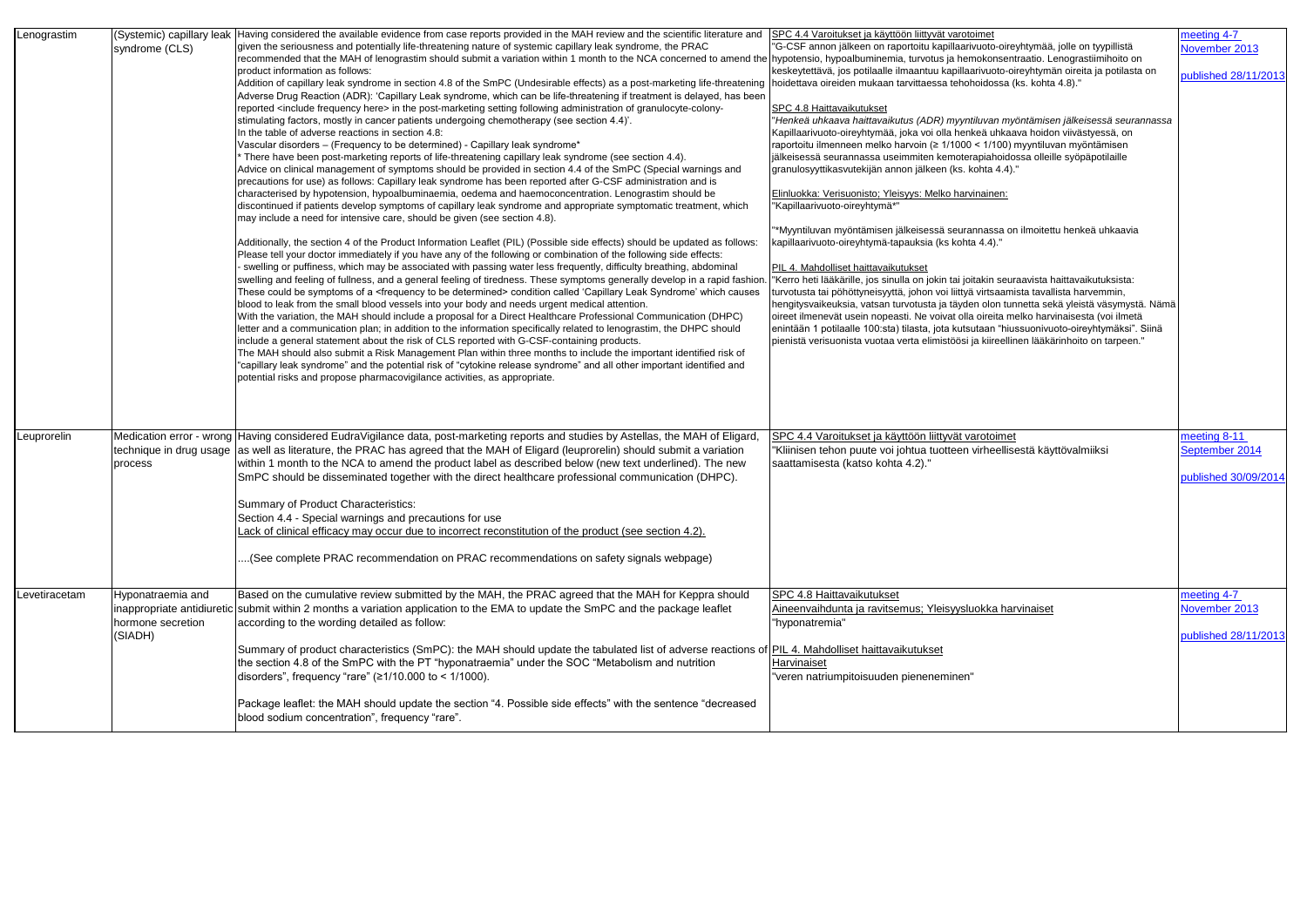| | | | | |
|---|---|---|---|---|
| Lenograstim | (Systemic) capillary leak syndrome (CLS) | Having considered the available evidence from case reports provided in the MAH review and the scientific literature and given the seriousness and potentially life-threatening nature of systemic capillary leak syndrome, the PRAC recommended that the MAH of lenograstim should submit a variation within 1 month to the NCA concerned to amend the product information as follows:<br>Addition of capillary leak syndrome in section 4.8 of the SmPC (Undesirable effects) as a post-marketing life-threatening Adverse Drug Reaction (ADR): 'Capillary Leak syndrome, which can be life-threatening if treatment is delayed, has been reported <include frequency here> in the post-marketing setting following administration of granulocyte-colony-stimulating factors, mostly in cancer patients undergoing chemotherapy (see section 4.4)'.<br>In the table of adverse reactions in section 4.8:<br>Vascular disorders – (Frequency to be determined) - Capillary leak syndrome*<br>* There have been post-marketing reports of life-threatening capillary leak syndrome (see section 4.4).<br>Advice on clinical management of symptoms should be provided in section 4.4 of the SmPC (Special warnings and precautions for use) as follows: Capillary leak syndrome has been reported after G-CSF administration and is characterised by hypotension, hypoalbuminaemia, oedema and haemoconcentration. Lenograstim should be discontinued if patients develop symptoms of capillary leak syndrome and appropriate symptomatic treatment, which may include a need for intensive care, should be given (see section 4.8).<br><br>Additionally, the section 4 of the Product Information Leaflet (PIL) (Possible side effects) should be updated as follows: Please tell your doctor immediately if you have any of the following or combination of the following side effects:<br>- swelling or puffiness, which may be associated with passing water less frequently, difficulty breathing, abdominal swelling and feeling of fullness, and a general feeling of tiredness. These symptoms generally develop in a rapid fashion. These could be symptoms of a <frequency to be determined> condition called 'Capillary Leak Syndrome' which causes blood to leak from the small blood vessels into your body and needs urgent medical attention.<br>With the variation, the MAH should include a proposal for a Direct Healthcare Professional Communication (DHPC) letter and a communication plan; in addition to the information specifically related to lenograstim, the DHPC should include a general statement about the risk of CLS reported with G-CSF-containing products.<br>The MAH should also submit a Risk Management Plan within three months to include the important identified risk of "capillary leak syndrome" and the potential risk of "cytokine release syndrome" and all other important identified and potential risks and propose pharmacovigilance activities, as appropriate. | SPC 4.4 Varoitukset ja käyttöön liittyvät varotoimet<br>"G-CSF annon jälkeen on raportoitu kapillaarivuoto-oireyhtymää, jolle on tyypillistä hypotensio, hypoalbuminemia, turvotus ja hemokonsentraatio. Lenograstiimihoito on keskeytettävä, jos potilaalle ilmaantuu kapillaarivuoto-oireyhtymän oireita ja potilasta on hoidettava oireiden mukaan tarvittaessa tehohoidossa (ks. kohta 4.8)."<br><br>SPC 4.8 Haittavaikutukset<br>"*Henkeä uhkaava haittavaikutus (ADR) myyntiluvan myöntämisen jälkeisessä seurannassa* Kapillaarivuoto-oireyhtymää, joka voi olla henkeä uhkaava hoidon viivästyessä, on raportoitu ilmenneen melko harvoin (≥ 1/1000 < 1/100) myyntiluvan myöntämisen jälkeisessä seurannassa useimmiten kemoterapiahoidossa olleille syöpäpotilaille granulosyyttikasvutekijän annon jälkeen (ks. kohta 4.4)."<br><br>Elinluokka: Verisuonisto; Yleisyys: Melko harvinainen:<br>"Kapillaarivuoto-oireyhtymä*"<br><br>"*Myyntiluvan myöntämisen jälkeisessä seurannassa on ilmoitettu henkeä uhkaavia kapillaarivuoto-oireyhtymä-tapauksia (ks kohta 4.4)."<br><br>PIL 4. Mahdolliset haittavaikutukset<br>"Kerro heti lääkärille, jos sinulla on jokin tai joitakin seuraavista haittavaikutuksista: turvotusta tai pöhöttyneisyyttä, johon voi liittyä virtsaamista tavallista harvemmin, hengitysvaikeuksia, vatsan turvotusta ja täyden olon tunnetta sekä yleistä väsymystä. Nämä oireet ilmenevät usein nopeasti. Ne voivat olla oireita melko harvinaisesta (voi ilmetä enintään 1 potilaalle 100:sta) tilasta, jota kutsutaan "hiussuonivuoto-oireyhtymäksi". Siinä pienistä verisuonista vuotaa verta elimistöösi ja kiireellinen lääkärinhoito on tarpeen." | meeting 4-7 November 2013<br><br>published 28/11/2013 |
| Leuprorelin | Medication error - wrong technique in drug usage process | Having considered EudraVigilance data, post-marketing reports and studies by Astellas, the MAH of Eligard, as well as literature, the PRAC has agreed that the MAH of Eligard (leuprorelin) should submit a variation within 1 month to the NCA to amend the product label as described below (new text underlined). The new SmPC should be disseminated together with the direct healthcare professional communication (DHPC).<br><br>Summary of Product Characteristics:<br>Section 4.4 - Special warnings and precautions for use<br>Lack of clinical efficacy may occur due to incorrect reconstitution of the product (see section 4.2).<br><br>....(See complete PRAC recommendation on PRAC recommendations on safety signals webpage) | SPC 4.4 Varoitukset ja käyttöön liittyvät varotoimet<br>"Kliinisen tehon puute voi johtua tuotteen virheellisestä käyttövalmiiksi saattamisesta (katso kohta 4.2)." | meeting 8-11 September 2014<br><br>published 30/09/2014 |
| Levetiracetam | Hyponatraemia and inappropriate antidiuretic hormone secretion (SIADH) | Based on the cumulative review submitted by the MAH, the PRAC agreed that the MAH for Keppra should submit within 2 months a variation application to the EMA to update the SmPC and the package leaflet according to the wording detailed as follow:<br><br>Summary of product characteristics (SmPC): the MAH should update the tabulated list of adverse reactions of the section 4.8 of the SmPC with the PT "hyponatraemia" under the SOC "Metabolism and nutrition disorders", frequency "rare" (≥1/10.000 to < 1/1000).<br><br>Package leaflet: the MAH should update the section "4. Possible side effects" with the sentence "decreased blood sodium concentration", frequency "rare". | SPC 4.8 Haittavaikutukset<br>Aineenvaihdunta ja ravitsemus; Yleisyysluokka harvinaiset<br>"hyponatremia"<br><br>PIL 4. Mahdolliset haittavaikutukset<br>Harvinaiset<br>"veren natriumpitoisuuden pieneneminen" | meeting 4-7 November 2013<br><br>published 28/11/2013 |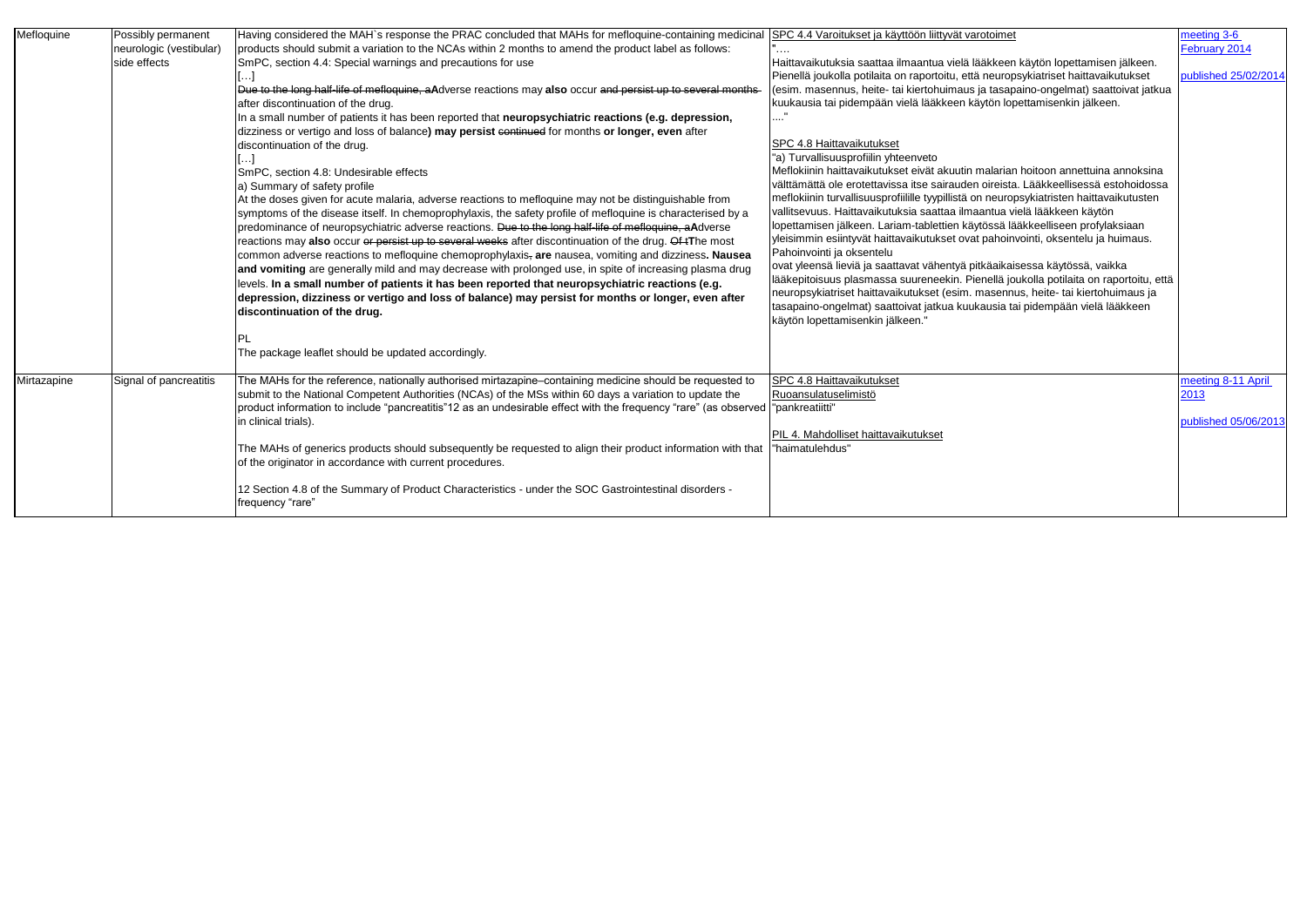| Mefloquine | Possibly permanent neurologic (vestibular) side effects | Having considered the MAH`s response the PRAC concluded that MAHs for mefloquine-containing medicinal products should submit a variation to the NCAs within 2 months to amend the product label as follows:<br>SmPC, section 4.4: Special warnings and precautions for use<br>[…]<br>~~Due to the long half-life of mefloquine, a~~**A**dverse reactions may **also** occur ~~and persist up to several months~~ after discontinuation of the drug.<br>In a small number of patients it has been reported that **neuropsychiatric reactions (e.g. depression, dizziness or vertigo and loss of balance) may persist** ~~continued~~ for months **or longer, even** after discontinuation of the drug.<br>[…]<br>SmPC, section 4.8: Undesirable effects<br>a) Summary of safety profile<br>At the doses given for acute malaria, adverse reactions to mefloquine may not be distinguishable from symptoms of the disease itself. In chemoprophylaxis, the safety profile of mefloquine is characterised by a predominance of neuropsychiatric adverse reactions. ~~Due to the long half-life of mefloquine, a~~**A**dverse reactions may **also** occur ~~or persist up to several weeks~~ after discontinuation of the drug. ~~Of t~~**T**he most common adverse reactions to mefloquine chemoprophylaxis~~,~~ **are** nausea, vomiting and dizziness**. Nausea and vomiting** are generally mild and may decrease with prolonged use, in spite of increasing plasma drug levels. **In a small number of patients it has been reported that neuropsychiatric reactions (e.g. depression, dizziness or vertigo and loss of balance) may persist for months or longer, even after discontinuation of the drug.**<br><br>PL<br>The package leaflet should be updated accordingly. | SPC 4.4 Varoitukset ja käyttöön liittyvät varotoimet<br>"….<br>Haittavaikutuksia saattaa ilmaantua vielä lääkkeen käytön lopettamisen jälkeen. Pienellä joukolla potilaita on raportoitu, että neuropsykiatriset haittavaikutukset (esim. masennus, heite- tai kiertohuimaus ja tasapaino-ongelmat) saattoivat jatkua kuukausia tai pidempään vielä lääkkeen käytön lopettamisenkin jälkeen.<br>…."<br><br>SPC 4.8 Haittavaikutukset<br>"a) Turvallisuusprofiilin yhteenveto<br>Meflokiinin haittavaikutukset eivät akuutin malarian hoitoon annettuina annoksina välttämättä ole erotettavissa itse sairauden oireista. Lääkkeellisessä estohoidossa meflokiinin turvallisuusprofiilille tyypillistä on neuropsykiatristen haittavaikutusten vallitsevuus. Haittavaikutuksia saattaa ilmaantua vielä lääkkeen käytön lopettamisen jälkeen. Lariam-tablettien käytössä lääkkeelliseen profylaksiaan yleisimmin esiintyvät haittavaikutukset ovat pahoinvointi, oksentelu ja huimaus. Pahoinvointi ja oksentelu<br>ovat yleensä lieviä ja saattavat vähentyä pitkäaikaisessa käytössä, vaikka lääkepitoisuus plasmassa suureneekin. Pienellä joukolla potilaita on raportoitu, että neuropsykiatriset haittavaikutukset (esim. masennus, heite- tai kiertohuimaus ja tasapaino-ongelmat) saattoivat jatkua kuukausia tai pidempään vielä lääkkeen käytön lopettamisenkin jälkeen." | meeting 3-6 February 2014<br><br>published 25/02/2014 |
|---|---|---|---|---|
| Mirtazapine | Signal of pancreatitis | The MAHs for the reference, nationally authorised mirtazapine–containing medicine should be requested to submit to the National Competent Authorities (NCAs) of the MSs within 60 days a variation to update the product information to include "pancreatitis"12 as an undesirable effect with the frequency "rare" (as observed in clinical trials).<br><br>The MAHs of generics products should subsequently be requested to align their product information with that of the originator in accordance with current procedures.<br><br>12 Section 4.8 of the Summary of Product Characteristics - under the SOC Gastrointestinal disorders - frequency "rare" | SPC 4.8 Haittavaikutukset<br>Ruoansulatuselimistö<br>"pankreatiitti"<br><br>PIL 4. Mahdolliset haittavaikutukset<br>"haimatulehdus" | meeting 8-11 April 2013<br><br>published 05/06/2013 |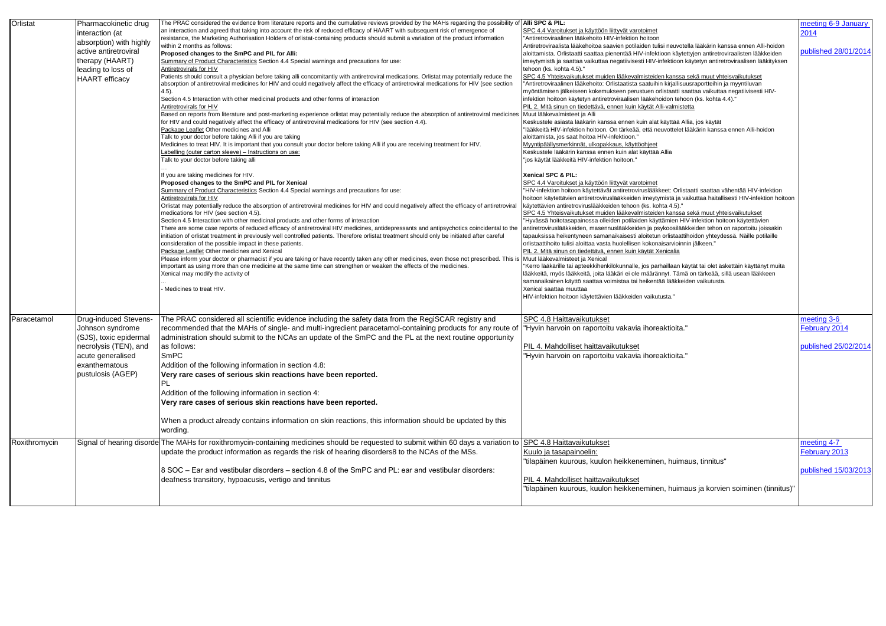| | | | | |
|---|---|---|---|---|
| Orlistat | Pharmacokinetic drug interaction (at absorption) with highly active antiretroviral therapy (HAART) leading to loss of HAART efficacy | The PRAC considered the evidence from literature reports and the cumulative reviews provided by the MAHs regarding the possibility of an interaction and agreed that taking into account the risk of reduced efficacy of HAART with subsequent risk of emergence of resistance, the Marketing Authorisation Holders of orlistat-containing products should submit a variation of the product information within 2 months as follows:<br>**Proposed changes to the SmPC and PIL for Alli:**<br>Summary of Product Characteristics Section 4.4 Special warnings and precautions for use:<br>Antiretrovirals for HIV<br>Patients should consult a physician before taking alli concomitantly with antiretroviral medications. Orlistat may potentially reduce the absorption of antiretroviral medicines for HIV and could negatively affect the efficacy of antiretroviral medications for HIV (see section 4.5).<br>Section 4.5 Interaction with other medicinal products and other forms of interaction<br>Antiretrovirals for HIV<br>Based on reports from literature and post-marketing experience orlistat may potentially reduce the absorption of antiretroviral medicines for HIV and could negatively affect the efficacy of antiretroviral medications for HIV (see section 4.4).<br>Package Leaflet Other medicines and Alli<br>Talk to your doctor before taking Alli if you are taking<br>Medicines to treat HIV. It is important that you consult your doctor before taking Alli if you are receiving treatment for HIV.<br>Labelling (outer carton sleeve) – Instructions on use:<br>Talk to your doctor before taking alli<br>...<br>If you are taking medicines for HIV.<br>**Proposed changes to the SmPC and PIL for Xenical**<br>Summary of Product Characteristics Section 4.4 Special warnings and precautions for use:<br>Antiretrovirals for HIV<br>Orlistat may potentially reduce the absorption of antiretroviral medicines for HIV and could negatively affect the efficacy of antiretroviral medications for HIV (see section 4.5).<br>Section 4.5 Interaction with other medicinal products and other forms of interaction<br>There are some case reports of reduced efficacy of antiretroviral HIV medicines, antidepressants and antipsychotics coincidental to the initiation of orlistat treatment in previously well controlled patients. Therefore orlistat treatment should only be initiated after careful consideration of the possible impact in these patients.<br>Package Leaflet Other medicines and Xenical<br>Please inform your doctor or pharmacist if you are taking or have recently taken any other medicines, even those not prescribed. This is important as using more than one medicine at the same time can strengthen or weaken the effects of the medicines.<br>Xenical may modify the activity of<br>...<br>- Medicines to treat HIV. | **Alli SPC & PIL:**<br>SPC 4.4 Varoitukset ja käyttöön liittyvät varotoimet<br>"Antiretroviraalinen lääkehoito HIV-infektion hoitoon<br>Antiretroviraalista lääkehoitoa saavien potilaiden tulisi neuvotella lääkärin kanssa ennen Alli-hoidon aloittamista. Orlistaatti saattaa pienentää HIV-infektioon käytettyjen antiretroviraalisten lääkkeiden imeytymistä ja saattaa vaikuttaa negatiivisesti HIV-infektioon käytetyn antiretroviraalisen lääkityksen tehoon (ks. kohta 4.5)."<br>SPC 4.5 Yhteisvaikutukset muiden lääkevalmisteiden kanssa sekä muut yhteisvaikutukset<br>"Antiretroviraalinen lääkehoito: Orlistaatista saatuihin kirjallisuusraportteihin ja myyntiluvan myöntämisen jälkeiseen kokemukseen perustuen orlistaatti saattaa vaikuttaa negatiivisesti HIV-infektion hoitoon käytetyn antiretroviraalisen lääkehoidon tehoon (ks. kohta 4.4)."<br>PIL 2. Mitä sinun on tiedettävä, ennen kuin käytät Alli-valmistetta<br>Muut lääkevalmisteet ja Alli<br>Keskustele asiasta lääkärin kanssa ennen kuin alat käyttää Allia, jos käytät<br>"lääkkeitä HIV-infektion hoitoon. On tärkeää, että neuvottelet lääkärin kanssa ennen Alli-hoidon aloittamista, jos saat hoitoa HIV-infektioon."<br>Myyntipäällysmerkinnät, ulkopakkaus, käyttöohjeet<br>Keskustele lääkärin kanssa ennen kuin alat käyttää Allia<br>"jos käytät lääkkeitä HIV-infektion hoitoon."<br><br>**Xenical SPC & PIL:**<br>SPC 4.4 Varoitukset ja käyttöön liittyvät varotoimet<br>"HIV-infektion hoitoon käytettävät antiretroviruslääkkeet: Orlistaatti saattaa vähentää HIV-infektion hoitoon käytettävien antiretroviruslääkkeiden imeytymistä ja vaikuttaa haitallisesti HIV-infektion hoitoon käytettävien antiretroviruslääkkeiden tehoon (ks. kohta 4.5)."<br>SPC 4.5 Yhteisvaikutukset muiden lääkevalmisteiden kanssa sekä muut yhteisvaikutukset<br>"Hyvässä hoitotasapainossa olleiden potilaiden käyttämien HIV-infektion hoitoon käytettävien antiretroviruslääkkeiden, masennuslääkkeiden ja psykoosilääkkeiden tehon on raportoitu joissakin tapauksissa heikentyneen samanaikaisesti aloitetun orlistaattihoidon yhteydessä. Näille potilaille orlistaattihoito tulisi aloittaa vasta huolellisen kokonaisarvioinnin jälkeen."<br>PIL 2. Mitä sinun on tiedettävä, ennen kuin käytät Xenicalia<br>Muut lääkevalmisteet ja Xenical<br>"Kerro lääkärille tai apteekkihenkilökunnalle, jos parhaillaan käytät tai olet äskettäin käyttänyt muita lääkkeitä, myös lääkkeitä, joita lääkäri ei ole määrännyt. Tämä on tärkeää, sillä usean lääkkeen samanaikainen käyttö saattaa voimistaa tai heikentää lääkkeiden vaikutusta.<br>Xenical saattaa muuttaa<br>HIV-infektion hoitoon käytettävien lääkkeiden vaikutusta." | meeting 6-9 January 2014<br><br>published 28/01/2014 |
| Paracetamol | Drug-induced Stevens-Johnson syndrome (SJS), toxic epidermal necrolysis (TEN), and acute generalised exanthematous pustulosis (AGEP) | The PRAC considered all scientific evidence including the safety data from the RegiSCAR registry and recommended that the MAHs of single- and multi-ingredient paracetamol-containing products for any route of administration should submit to the NCAs an update of the SmPC and the PL at the next routine opportunity as follows:<br>SmPC<br>Addition of the following information in section 4.8:<br>**Very rare cases of serious skin reactions have been reported.**<br>PL<br>Addition of the following information in section 4:<br>**Very rare cases of serious skin reactions have been reported.**<br><br>When a product already contains information on skin reactions, this information should be updated by this wording. | SPC 4.8 Haittavaikutukset<br>"Hyvin harvoin on raportoitu vakavia ihoreaktioita."<br><br>PIL 4. Mahdolliset haittavaikutukset<br>"Hyvin harvoin on raportoitu vakavia ihoreaktioita." | meeting 3-6 February 2014<br><br>published 25/02/2014 |
| Roxithromycin | Signal of hearing disorde | The MAHs for roxithromycin-containing medicines should be requested to submit within 60 days a variation to update the product information as regards the risk of hearing disorders8 to the NCAs of the MSs.<br><br>8 SOC – Ear and vestibular disorders – section 4.8 of the SmPC and PL: ear and vestibular disorders: deafness transitory, hypoacusis, vertigo and tinnitus | SPC 4.8 Haittavaikutukset<br>Kuulo ja tasapainoelin:<br>"tilapäinen kuurous, kuulon heikkeneminen, huimaus, tinnitus"<br><br>PIL 4. Mahdolliset haittavaikutukset<br>"tilapäinen kuurous, kuulon heikkeneminen, huimaus ja korvien soiminen (tinnitus)" | meeting 4-7 February 2013<br><br>published 15/03/2013 |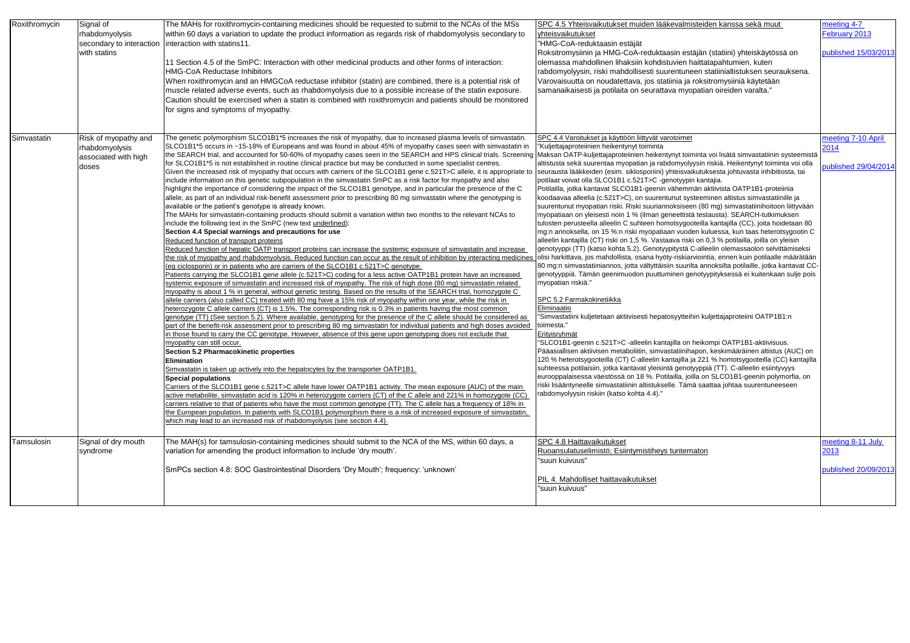| Roxithromycin | Signal of rhabdomyolysis secondary to interaction with statins | The MAHs for roxithromycin-containing medicines should be requested to submit to the NCAs of the MSs within 60 days a variation to update the product information as regards risk of rhabdomyolysis secondary to interaction with statins11.<br><br>11 Section 4.5 of the SmPC: Interaction with other medicinal products and other forms of interaction:<br>HMG-CoA Reductase Inhibitors<br>When roxithromycin and an HMGCoA reductase inhibitor (statin) are combined, there is a potential risk of muscle related adverse events, such as rhabdomyolysis due to a possible increase of the statin exposure. Caution should be exercised when a statin is combined with roxithromycin and patients should be monitored for signs and symptoms of myopathy. | SPC 4.5 Yhteisvaikutukset muiden lääkevalmisteiden kanssa sekä muut yhteisvaikutukset<br>"HMG-CoA-reduktaasin estäjät<br>Roksitromysiinin ja HMG-CoA-reduktaasin estäjän (statiini) yhteiskäytössä on olemassa mahdollinen lihaksiin kohdistuvien haittatapahtumien, kuten rabdomyolyysin, riski mahdollisesti suurentuneen statiinialtistuksen seurauksena. Varovaisuutta on noudatettava, jos statiinia ja roksitromysiiniä käytetään samanaikaisesti ja potilaita on seurattava myopatian oireiden varalta." | meeting 4-7 February 2013<br><br>published 15/03/2013 |
|---|---|---|---|---|
| Simvastatin | Risk of myopathy and rhabdomyolysis associated with high doses | The genetic polymorphism SLCO1B1*5 increases the risk of myopathy, due to increased plasma levels of simvastatin. SLCO1B1*5 occurs in ~15-18% of Europeans and was found in about 45% of myopathy cases seen with simvastatin in the SEARCH trial, and accounted for 50-60% of myopathy cases seen in the SEARCH and HPS clinical trials. Screening for SLCO1B1*5 is not established in routine clinical practice but may be conducted in some specialist centres.<br>Given the increased risk of myopathy that occurs with carriers of the SLCO1B1 gene c.521T>C allele, it is appropriate to include information on this genetic subpopulation in the simvastatin SmPC as a risk factor for myopathy and also highlight the importance of considering the impact of the SLCO1B1 genotype, and in particular the presence of the C allele, as part of an individual risk-benefit assessment prior to prescribing 80 mg simvastatin where the genotyping is available or the patient's genotype is already known.<br>The MAHs for simvastatin-containing products should submit a variation within two months to the relevant NCAs to include the following text in the SmPC (new text underlined):<br>**Section 4.4 Special warnings and precautions for use**<br>Reduced function of transport proteins<br>Reduced function of hepatic OATP transport proteins can increase the systemic exposure of simvastatin and increase the risk of myopathy and rhabdomyolysis. Reduced function can occur as the result of inhibition by interacting medicines (eg ciclosporin) or in patients who are carriers of the SLCO1B1 c.521T>C genotype.<br>Patients carrying the SLCO1B1 gene allele (c.521T>C) coding for a less active OATP1B1 protein have an increased systemic exposure of simvastatin and increased risk of myopathy. The risk of high dose (80 mg) simvastatin related myopathy is about 1 % in general, without genetic testing. Based on the results of the SEARCH trial, homozygote C allele carriers (also called CC) treated with 80 mg have a 15% risk of myopathy within one year, while the risk in heterozygote C allele carriers (CT) is 1.5%. The corresponding risk is 0.3% in patients having the most common genotype (TT) (See section 5.2). Where available, genotyping for the presence of the C allele should be considered as part of the benefit-risk assessment prior to prescribing 80 mg simvastatin for individual patients and high doses avoided in those found to carry the CC genotype. However, absence of this gene upon genotyping does not exclude that myopathy can still occur.<br>**Section 5.2 Pharmacokinetic properties**<br>**Elimination**<br>Simvastatin is taken up actively into the hepatocytes by the transporter OATP1B1.<br>**Special populations**<br>Carriers of the SLCO1B1 gene c.521T>C allele have lower OATP1B1 activity. The mean exposure (AUC) of the main active metabolite, simvastatin acid is 120% in heterozygote carriers (CT) of the C allele and 221% in homozygote (CC) carriers relative to that of patients who have the most common genotype (TT). The C allele has a frequency of 18% in the European population. In patients with SLCO1B1 polymorphism there is a risk of increased exposure of simvastatin, which may lead to an increased risk of rhabdomyolysis (see section 4.4). | SPC 4.4 Varoitukset ja käyttöön liittyvät varotoimet<br>"Kuljettajaproteiinien heikentynyt toiminta<br>Maksan OATP-kuljettajaproteiinien heikentynyt toiminta voi lisätä simvastatiinin systeemistä altistusta sekä suurentaa myopatian ja rabdomyolyysin riskiä. Heikentynyt toiminta voi olla seurausta lääkkeiden (esim. siklosporiini) yhteisvaikutuksesta johtuvasta inhibitiosta, tai potilaat voivat olla SLCO1B1 c.521T>C -genotyypin kantajia.<br>Potilailla, jotka kantavat SLCO1B1-geenin vähemmän aktiivista OATP1B1-proteiinia koodaavaa alleelia (c.521T>C), on suurentunut systeeminen altistus simvastatiinille ja suurentunut myopatian riski. Riski suuriannoksiseen (80 mg) simvastatiinihoitoon liittyvään myopatiaan on yleisesti noin 1 % (ilman geneettistä testausta). SEARCH-tutkimuksen tulosten perusteella alleelin C suhteen homotsygooteilla kantajilla (CC), joita hoidetaan 80 mg:n annoksella, on 15 %:n riski myopatiaan vuoden kuluessa, kun taas heterotsygootin C alleelin kantajilla (CT) riski on 1,5 %. Vastaava riski on 0,3 % potilailla, joilla on yleisin genotyyppi (TT) (katso kohta 5.2). Genotyypitystä C-alleelin olemassaolon selvittämiseksi olisi harkittava, jos mahdollista, osana hyöty-riskiarviointia, ennen kuin potilaalle määrätään 80 mg:n simvastatiiniannos, jotta vältyttäisiin suurilta annoksilta potilaille, jotka kantavat CC-genotyyppiä. Tämän geenimuodon puuttuminen genotyypityksessä ei kuitenkaan sulje pois myopatian riskiä."<br><br>SPC 5.2 Farmakokinetiikka<br>Eliminaatio<br>"Simvastatiini kuljetetaan aktiivisesti hepatosyytteihin kuljettajaproteiini OATP1B1:n toimesta."<br>Erityisryhmät<br>"SLCO1B1-geenin c.521T>C -alleelin kantajilla on heikompi OATP1B1-aktiivisuus. Pääasiallisen aktiivisen metaboliitin, simvastatiinihapon, keskimääräinen altistus (AUC) on 120 % heterotsygooteilla (CT) C-alleelin kantajilla ja 221 % homotsygooteilla (CC) kantajilla suhteessa potilaisiin, jotka kantavat yleisintä genotyyppiä (TT). C-alleelin esiintyvyys eurooppalaisessa väestössä on 18 %. Potilailla, joilla on SLCO1B1-geenin polymorfia, on riski lisääntyneelle simvastatiinin altistukselle. Tämä saattaa johtaa suurentuneeseen rabdomyolyysin riskiin (katso kohta 4.4)." | meeting 7-10 April 2014<br><br>published 29/04/2014 |
| Tamsulosin | Signal of dry mouth syndrome | The MAH(s) for tamsulosin-containing medicines should submit to the NCA of the MS, within 60 days, a variation for amending the product information to include 'dry mouth'.<br><br>SmPCs section 4.8: SOC Gastrointestinal Disorders 'Dry Mouth'; frequency: 'unknown' | SPC 4.8 Haittavaikutukset<br>Ruoansulatuselimistö; Esiintymistiheys tuntematon<br>"suun kuivuus"<br><br>PIL 4. Mahdolliset haittavaikutukset<br>"suun kuivuus" | meeting 8-11 July 2013<br><br>published 20/09/2013 |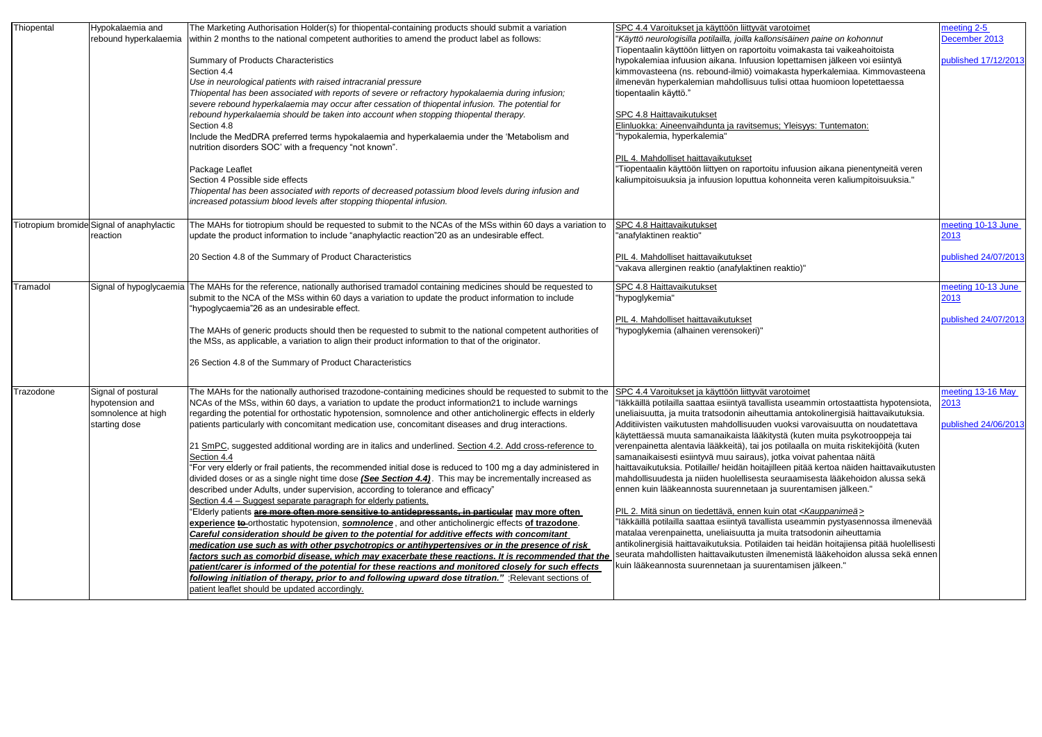| | | | | |
|---|---|---|---|---|
| Thiopental | Hypokalaemia and rebound hyperkalaemia | The Marketing Authorisation Holder(s) for thiopental-containing products should submit a variation within 2 months to the national competent authorities to amend the product label as follows:<br><br>Summary of Products Characteristics<br>Section 4.4<br>*Use in neurological patients with raised intracranial pressure*<br>*Thiopental has been associated with reports of severe or refractory hypokalaemia during infusion; severe rebound hyperkalaemia may occur after cessation of thiopental infusion. The potential for rebound hyperkalaemia should be taken into account when stopping thiopental therapy.*<br>Section 4.8<br>Include the MedDRA preferred terms hypokalaemia and hyperkalaemia under the 'Metabolism and nutrition disorders SOC' with a frequency "not known".<br><br>Package Leaflet<br>Section 4 Possible side effects<br>*Thiopental has been associated with reports of decreased potassium blood levels during infusion and increased potassium blood levels after stopping thiopental infusion.* | SPC 4.4 Varoitukset ja käyttöön liittyvät varotoimet<br>"*Käyttö neurologisilla potilailla, joilla kallonsisäinen paine on kohonnut*<br>Tiopentaalin käyttöön liittyen on raportoitu voimakasta tai vaikeahoitoista hypokalemiaa infuusion aikana. Infuusion lopettamisen jälkeen voi esiintyä kimmovasteena (ns. rebound-ilmiö) voimakasta hyperkalemiaa. Kimmovasteena ilmenevän hyperkalemian mahdollisuus tulisi ottaa huomioon lopetettaessa tiopentaalin käyttö."<br><br>SPC 4.8 Haittavaikutukset<br>Elinluokka: Aineenvaihdunta ja ravitsemus; Yleisyys: Tuntematon:<br>"hypokalemia, hyperkalemia"<br><br>PIL 4. Mahdolliset haittavaikutukset<br>"Tiopentaalin käyttöön liittyen on raportoitu infuusion aikana pienentyneitä veren kaliumpitoisuuksia ja infuusion loputtua kohonneita veren kaliumpitoisuuksia." | meeting 2-5 December 2013<br><br>published 17/12/2013 |
| Tiotropium bromide | Signal of anaphylactic reaction | The MAHs for tiotropium should be requested to submit to the NCAs of the MSs within 60 days a variation to update the product information to include "anaphylactic reaction"20 as an undesirable effect.<br><br>20 Section 4.8 of the Summary of Product Characteristics | SPC 4.8 Haittavaikutukset<br>"anafylaktinen reaktio"<br><br>PIL 4. Mahdolliset haittavaikutukset<br>"vakava allerginen reaktio (anafylaktinen reaktio)" | meeting 10-13 June 2013<br><br>published 24/07/2013 |
| Tramadol | Signal of hypoglycaemia | The MAHs for the reference, nationally authorised tramadol containing medicines should be requested to submit to the NCA of the MSs within 60 days a variation to update the product information to include "hypoglycaemia"26 as an undesirable effect.<br><br>The MAHs of generic products should then be requested to submit to the national competent authorities of the MSs, as applicable, a variation to align their product information to that of the originator.<br><br>26 Section 4.8 of the Summary of Product Characteristics | SPC 4.8 Haittavaikutukset<br>"hypoglykemia"<br><br>PIL 4. Mahdolliset haittavaikutukset<br>"hypoglykemia (alhainen verensokeri)" | meeting 10-13 June 2013<br><br>published 24/07/2013 |
| Trazodone | Signal of postural hypotension and somnolence at high starting dose | The MAHs for the nationally authorised trazodone-containing medicines should be requested to submit to the NCAs of the MSs, within 60 days, a variation to update the product information21 to include warnings regarding the potential for orthostatic hypotension, somnolence and other anticholinergic effects in elderly patients particularly with concomitant medication use, concomitant diseases and drug interactions.<br><br>21 SmPC, suggested additional wording are in italics and underlined. Section 4.2. Add cross-reference to Section 4.4<br>"For very elderly or frail patients, the recommended initial dose is reduced to 100 mg a day administered in divided doses or as a single night time dose ***(See Section 4.4)***. This may be incrementally increased as described under Adults, under supervision, according to tolerance and efficacy"<br>Section 4.4 – Suggest separate paragraph for elderly patients.<br>"Elderly patients ~~are more often more sensitive to antidepressants, in particular~~ **may more often experience** ~~to~~ orthostatic hypotension, ***somnolence***, and other anticholinergic effects **of trazodone**. ***Careful consideration should be given to the potential for additive effects with concomitant medication use such as with other psychotropics or antihypertensives or in the presence of risk factors such as comorbid disease, which may exacerbate these reactions. It is recommended that the patient/carer is informed of the potential for these reactions and monitored closely for such effects following initiation of therapy, prior to and following upward dose titration."*** ;Relevant sections of patient leaflet should be updated accordingly. | SPC 4.4 Varoitukset ja käyttöön liittyvät varotoimet<br>"Iäkkäillä potilailla saattaa esiintyä tavallista useammin ortostaattista hypotensiota, uneliaisuutta, ja muita tratsodonin aiheuttamia antokolinergisiä haittavaikutuksia. Additiivisten vaikutusten mahdollisuuden vuoksi varovaisuutta on noudatettava käytettäessä muuta samanaikaista lääkitystä (kuten muita psykotrooppeja tai verenpainetta alentavia lääkkeitä), tai jos potilaalla on muita riskitekijöitä (kuten samanaikaisesti esiintyvä muu sairaus), jotka voivat pahentaa näitä haittavaikutuksia. Potilaille/ heidän hoitajilleen pitää kertoa näiden haittavaikutusten mahdollisuudesta ja niiden huolellisesta seuraamisesta lääkehoidon alussa sekä ennen kuin lääkeannosta suurennetaan ja suurentamisen jälkeen."<br><br>PIL 2. Mitä sinun on tiedettävä, ennen kuin otat <*Kauppanimeä*><br>"Iäkkäillä potilailla saattaa esiintyä tavallista useammin pystyasennossa ilmenevää matalaa verenpainetta, uneliaisuutta ja muita tratsodonin aiheuttamia antikolinergisiä haittavaikutuksia. Potilaiden tai heidän hoitajiensa pitää huolellisesti seurata mahdollisten haittavaikutusten ilmenemistä lääkehoidon alussa sekä ennen kuin lääkeannosta suurennetaan ja suurentamisen jälkeen." | meeting 13-16 May 2013<br><br>published 24/06/2013 |